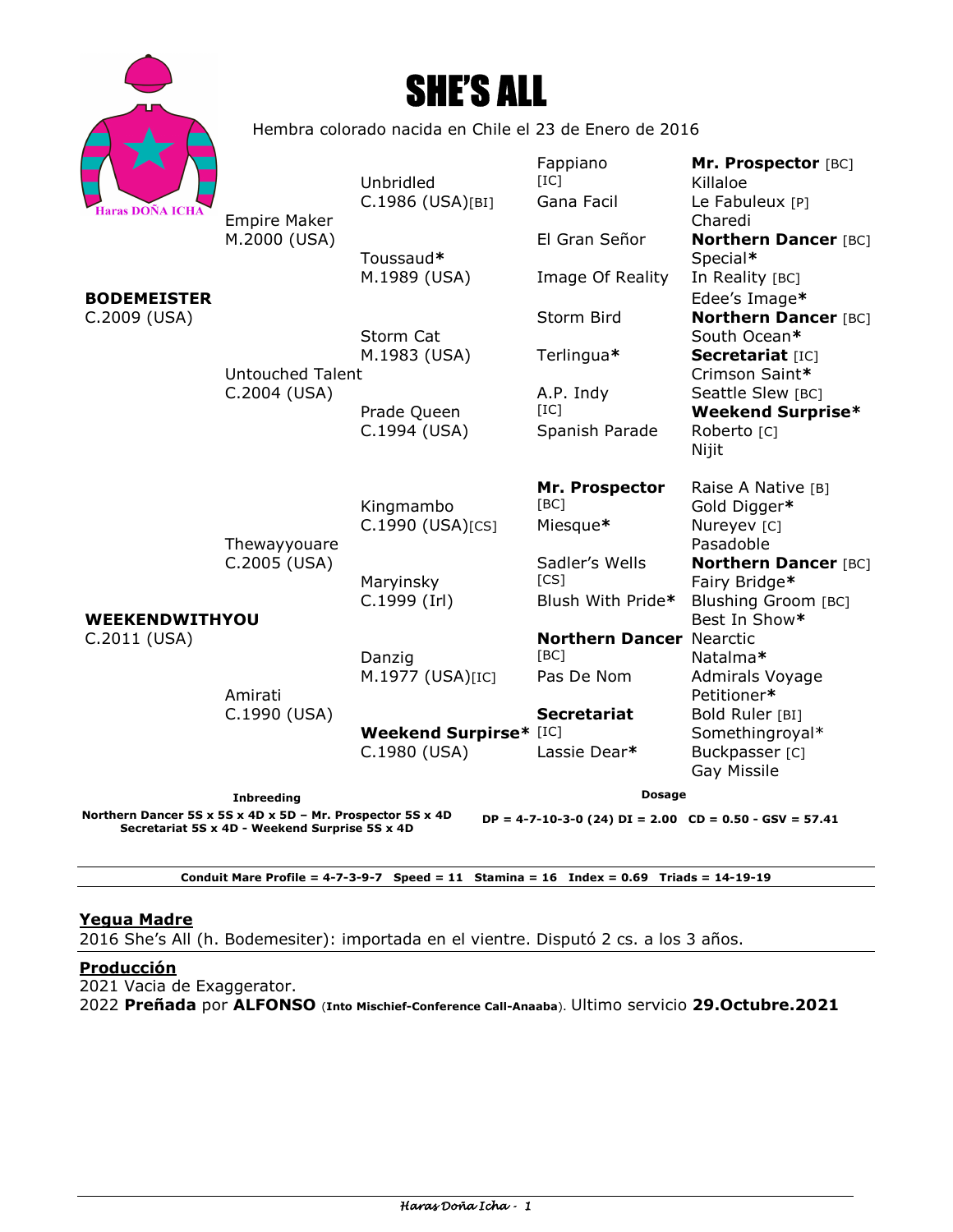# SHE'S ALL

Haras DOÑA ICHA

Hembra colorado nacida en Chile el 23 de Enero de 2016

| | | | |
|---|---|---|---|
| **BODEMEISTER** C.2009 (USA) | Empire Maker M.2000 (USA) | Unbridled C.1986 (USA)[BI] | Fappiano [IC] | **Mr. Prospector** [BC] |
| | | | | Killaloe |
| | | | Gana Facil | Le Fabuleux [P] |
| | | | | Charedi |
| | | Toussaud* M.1989 (USA) | El Gran Señor | **Northern Dancer** [BC] |
| | | | | Special* |
| | | | Image Of Reality | In Reality [BC] |
| | | | | Edee's Image* |
| | Untouched Talent C.2004 (USA) | Storm Cat M.1983 (USA) | Storm Bird | **Northern Dancer** [BC] |
| | | | | South Ocean* |
| | | | Terlingua* | **Secretariat** [IC] |
| | | | | Crimson Saint* |
| | | Prade Queen C.1994 (USA) | A.P. Indy [IC] | Seattle Slew [BC] |
| | | | | **Weekend Surprise*** |
| | | | Spanish Parade | Roberto [C] |
| | | | | Nijit |
| **WEEKENDWITHYOU** C.2011 (USA) | Thewayyouare C.2005 (USA) | Kingmambo C.1990 (USA)[CS] | **Mr. Prospector** [BC] | Raise A Native [B] |
| | | | | Gold Digger* |
| | | | Miesque* | Nureyev [C] |
| | | | | Pasadoble |
| | | Maryinsky C.1999 (Irl) | Sadler's Wells [CS] | **Northern Dancer** [BC] |
| | | | | Fairy Bridge* |
| | | | Blush With Pride* | Blushing Groom [BC] |
| | | | | Best In Show* |
| | Amirati C.1990 (USA) | Danzig M.1977 (USA)[IC] | **Northern Dancer** [BC] | Nearctic |
| | | | | Natalma* |
| | | | Pas De Nom | Admirals Voyage |
| | | | | Petitioner* |
| | | **Weekend Surprise*** C.1980 (USA) | **Secretariat** [IC] | Bold Ruler [BI] |
| | | | | Somethingroyal* |
| | | | Lassie Dear* | Buckpasser [C] |
| | | | | Gay Missile |

**Inbreeding**

**Northern Dancer 5S x 5S x 4D x 5D – Mr. Prospector 5S x 4D**
**Secretariat 5S x 4D - Weekend Surprise 5S x 4D**

**Dosage**

**DP = 4-7-10-3-0 (24) DI = 2.00 CD = 0.50 - GSV = 57.41**

**Conduit Mare Profile = 4-7-3-9-7 Speed = 11 Stamina = 16 Index = 0.69 Triads = 14-19-19**

## Yegua Madre

2016 She's All (h. Bodemesiter): importada en el vientre. Disputó 2 cs. a los 3 años.

## Producción

2021 Vacia de Exaggerator.
2022 **Preñada** por **ALFONSO** (**Into Mischief-Conference Call-Anaaba**). Ultimo servicio **29.Octubre.2021**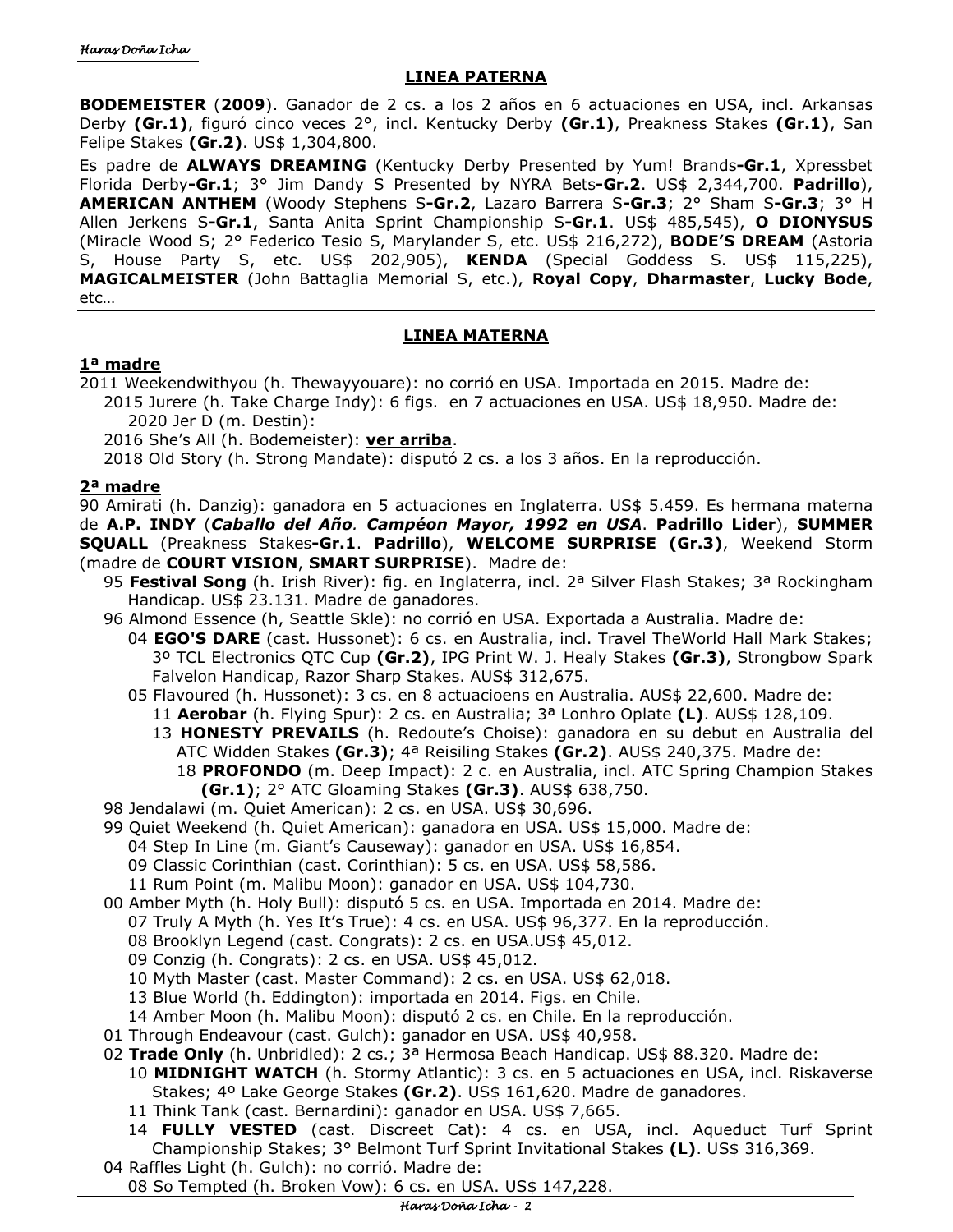## LINEA PATERNA

**BODEMEISTER** (**2009**). Ganador de 2 cs. a los 2 años en 6 actuaciones en USA, incl. Arkansas Derby **(Gr.1)**, figuró cinco veces 2°, incl. Kentucky Derby **(Gr.1)**, Preakness Stakes **(Gr.1)**, San Felipe Stakes **(Gr.2)**. US$ 1,304,800.

Es padre de **ALWAYS DREAMING** (Kentucky Derby Presented by Yum! Brands**-Gr.1**, Xpressbet Florida Derby**-Gr.1**; 3° Jim Dandy S Presented by NYRA Bets**-Gr.2**. US$ 2,344,700. **Padrillo**), **AMERICAN ANTHEM** (Woody Stephens S**-Gr.2**, Lazaro Barrera S**-Gr.3**; 2° Sham S**-Gr.3**; 3° H Allen Jerkens S**-Gr.1**, Santa Anita Sprint Championship S**-Gr.1**. US$ 485,545), **O DIONYSUS** (Miracle Wood S; 2° Federico Tesio S, Marylander S, etc. US$ 216,272), **BODE'S DREAM** (Astoria S, House Party S, etc. US$ 202,905), **KENDA** (Special Goddess S. US$ 115,225), **MAGICALMEISTER** (John Battaglia Memorial S, etc.), **Royal Copy**, **Dharmaster**, **Lucky Bode**, etc…

## LINEA MATERNA

### 1ª madre

2011 Weekendwithyou (h. Thewayyouare): no corrió en USA. Importada en 2015. Madre de:
- 2015 Jurere (h. Take Charge Indy): 6 figs. en 7 actuaciones en USA. US$ 18,950. Madre de:
  - 2020 Jer D (m. Destin):
- 2016 She's All (h. Bodemeister): **ver arriba**.
- 2018 Old Story (h. Strong Mandate): disputó 2 cs. a los 3 años. En la reproducción.

### 2ª madre

90 Amirati (h. Danzig): ganadora en 5 actuaciones en Inglaterra. US$ 5.459. Es hermana materna de **A.P. INDY** (***Caballo del Año*. *Campéon Mayor, 1992 en USA*. Padrillo Lider**), **SUMMER SQUALL** (Preakness Stakes**-Gr.1**. **Padrillo**), **WELCOME SURPRISE (Gr.3)**, Weekend Storm (madre de **COURT VISION**, **SMART SURPRISE**). Madre de:
- 95 **Festival Song** (h. Irish River): fig. en Inglaterra, incl. 2ª Silver Flash Stakes; 3ª Rockingham Handicap. US$ 23.131. Madre de ganadores.
- 96 Almond Essence (h, Seattle Skle): no corrió en USA. Exportada a Australia. Madre de:
  - 04 **EGO'S DARE** (cast. Hussonet): 6 cs. en Australia, incl. Travel TheWorld Hall Mark Stakes; 3º TCL Electronics QTC Cup **(Gr.2)**, IPG Print W. J. Healy Stakes **(Gr.3)**, Strongbow Spark Falvelon Handicap, Razor Sharp Stakes. AUS$ 312,675.
  - 05 Flavoured (h. Hussonet): 3 cs. en 8 actuacioens en Australia. AUS$ 22,600. Madre de:
    - 11 **Aerobar** (h. Flying Spur): 2 cs. en Australia; 3ª Lonhro Oplate **(L)**. AUS$ 128,109.
    - 13 **HONESTY PREVAILS** (h. Redoute's Choise): ganadora en su debut en Australia del ATC Widden Stakes **(Gr.3)**; 4ª Reisiling Stakes **(Gr.2)**. AUS$ 240,375. Madre de:
      - 18 **PROFONDO** (m. Deep Impact): 2 c. en Australia, incl. ATC Spring Champion Stakes **(Gr.1)**; 2° ATC Gloaming Stakes **(Gr.3)**. AUS$ 638,750.
- 98 Jendalawi (m. Quiet American): 2 cs. en USA. US$ 30,696.
- 99 Quiet Weekend (h. Quiet American): ganadora en USA. US$ 15,000. Madre de:
  - 04 Step In Line (m. Giant's Causeway): ganador en USA. US$ 16,854.
  - 09 Classic Corinthian (cast. Corinthian): 5 cs. en USA. US$ 58,586.
  - 11 Rum Point (m. Malibu Moon): ganador en USA. US$ 104,730.
- 00 Amber Myth (h. Holy Bull): disputó 5 cs. en USA. Importada en 2014. Madre de:
  - 07 Truly A Myth (h. Yes It's True): 4 cs. en USA. US$ 96,377. En la reproducción.
  - 08 Brooklyn Legend (cast. Congrats): 2 cs. en USA.US$ 45,012.
  - 09 Conzig (h. Congrats): 2 cs. en USA. US$ 45,012.
  - 10 Myth Master (cast. Master Command): 2 cs. en USA. US$ 62,018.
  - 13 Blue World (h. Eddington): importada en 2014. Figs. en Chile.
  - 14 Amber Moon (h. Malibu Moon): disputó 2 cs. en Chile. En la reproducción.
- 01 Through Endeavour (cast. Gulch): ganador en USA. US$ 40,958.
- 02 **Trade Only** (h. Unbridled): 2 cs.; 3ª Hermosa Beach Handicap. US$ 88.320. Madre de:
  - 10 **MIDNIGHT WATCH** (h. Stormy Atlantic): 3 cs. en 5 actuaciones en USA, incl. Riskaverse Stakes; 4º Lake George Stakes **(Gr.2)**. US$ 161,620. Madre de ganadores.
  - 11 Think Tank (cast. Bernardini): ganador en USA. US$ 7,665.
  - 14 **FULLY VESTED** (cast. Discreet Cat): 4 cs. en USA, incl. Aqueduct Turf Sprint Championship Stakes; 3° Belmont Turf Sprint Invitational Stakes **(L)**. US$ 316,369.
- 04 Raffles Light (h. Gulch): no corrió. Madre de:
  - 08 So Tempted (h. Broken Vow): 6 cs. en USA. US$ 147,228.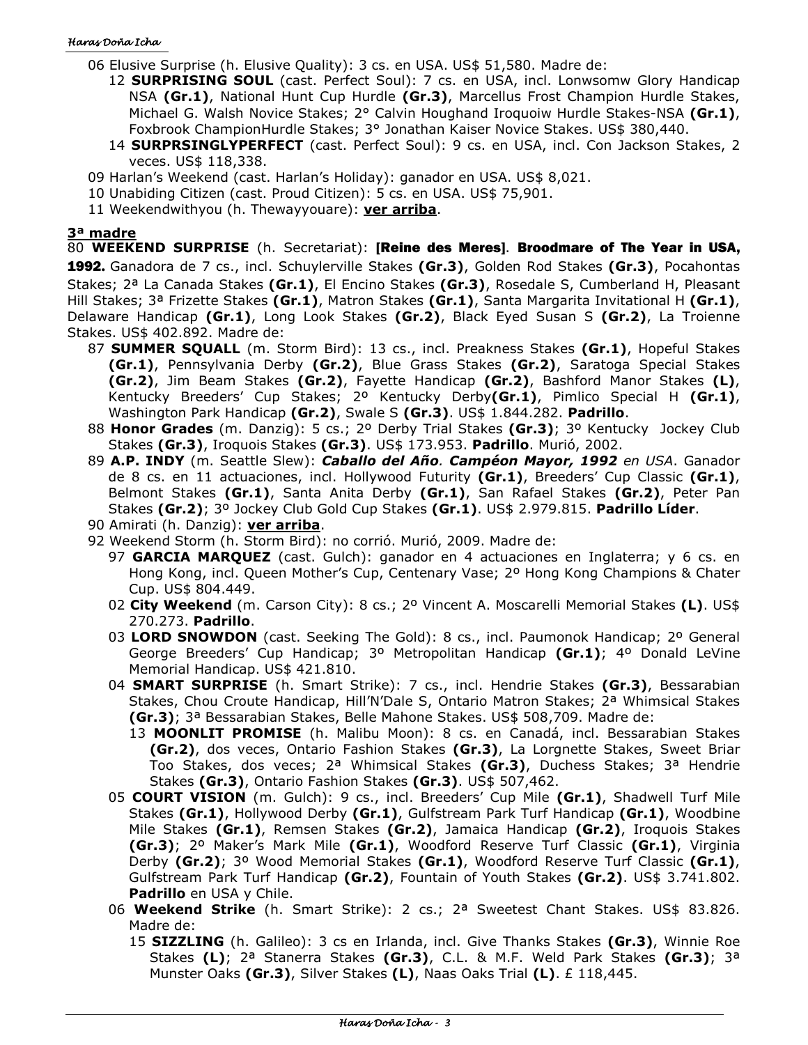06 Elusive Surprise (h. Elusive Quality): 3 cs. en USA. US$ 51,580. Madre de:

- 12 **SURPRISING SOUL** (cast. Perfect Soul): 7 cs. en USA, incl. Lonwsomw Glory Handicap NSA **(Gr.1)**, National Hunt Cup Hurdle **(Gr.3)**, Marcellus Frost Champion Hurdle Stakes, Michael G. Walsh Novice Stakes; 2° Calvin Houghand Iroquoiw Hurdle Stakes-NSA **(Gr.1)**, Foxbrook ChampionHurdle Stakes; 3° Jonathan Kaiser Novice Stakes. US$ 380,440.
- 14 **SURPRSINGLYPERFECT** (cast. Perfect Soul): 9 cs. en USA, incl. Con Jackson Stakes, 2 veces. US$ 118,338.

09 Harlan's Weekend (cast. Harlan's Holiday): ganador en USA. US$ 8,021.

10 Unabiding Citizen (cast. Proud Citizen): 5 cs. en USA. US$ 75,901.

11 Weekendwithyou (h. Thewayyouare): **ver arriba**.

## 3ª madre

80 **WEEKEND SURPRISE** (h. Secretariat): **[Reine des Meres]**. **Broodmare of The Year in USA, 1992.** Ganadora de 7 cs., incl. Schuylerville Stakes **(Gr.3)**, Golden Rod Stakes **(Gr.3)**, Pocahontas Stakes; 2ª La Canada Stakes **(Gr.1)**, El Encino Stakes **(Gr.3)**, Rosedale S, Cumberland H, Pleasant Hill Stakes; 3ª Frizette Stakes **(Gr.1)**, Matron Stakes **(Gr.1)**, Santa Margarita Invitational H **(Gr.1)**, Delaware Handicap **(Gr.1)**, Long Look Stakes **(Gr.2)**, Black Eyed Susan S **(Gr.2)**, La Troienne Stakes. US$ 402.892. Madre de:

- 87 **SUMMER SQUALL** (m. Storm Bird): 13 cs., incl. Preakness Stakes **(Gr.1)**, Hopeful Stakes **(Gr.1)**, Pennsylvania Derby **(Gr.2)**, Blue Grass Stakes **(Gr.2)**, Saratoga Special Stakes **(Gr.2)**, Jim Beam Stakes **(Gr.2)**, Fayette Handicap **(Gr.2)**, Bashford Manor Stakes **(L)**, Kentucky Breeders' Cup Stakes; 2º Kentucky Derby**(Gr.1)**, Pimlico Special H **(Gr.1)**, Washington Park Handicap **(Gr.2)**, Swale S **(Gr.3)**. US$ 1.844.282. **Padrillo**.
- 88 **Honor Grades** (m. Danzig): 5 cs.; 2º Derby Trial Stakes **(Gr.3)**; 3º Kentucky Jockey Club Stakes **(Gr.3)**, Iroquois Stakes **(Gr.3)**. US$ 173.953. **Padrillo**. Murió, 2002.
- 89 **A.P. INDY** (m. Seattle Slew): ***Caballo del Año. Campéon Mayor, 1992*** *en USA*. Ganador de 8 cs. en 11 actuaciones, incl. Hollywood Futurity **(Gr.1)**, Breeders' Cup Classic **(Gr.1)**, Belmont Stakes **(Gr.1)**, Santa Anita Derby **(Gr.1)**, San Rafael Stakes **(Gr.2)**, Peter Pan Stakes **(Gr.2)**; 3º Jockey Club Gold Cup Stakes **(Gr.1)**. US$ 2.979.815. **Padrillo Líder**.
- 90 Amirati (h. Danzig): **ver arriba**.
- 92 Weekend Storm (h. Storm Bird): no corrió. Murió, 2009. Madre de:
  - 97 **GARCIA MARQUEZ** (cast. Gulch): ganador en 4 actuaciones en Inglaterra; y 6 cs. en Hong Kong, incl. Queen Mother's Cup, Centenary Vase; 2º Hong Kong Champions & Chater Cup. US$ 804.449.
  - 02 **City Weekend** (m. Carson City): 8 cs.; 2º Vincent A. Moscarelli Memorial Stakes **(L)**. US$ 270.273. **Padrillo**.
  - 03 **LORD SNOWDON** (cast. Seeking The Gold): 8 cs., incl. Paumonok Handicap; 2º General George Breeders' Cup Handicap; 3º Metropolitan Handicap **(Gr.1)**; 4º Donald LeVine Memorial Handicap. US$ 421.810.
  - 04 **SMART SURPRISE** (h. Smart Strike): 7 cs., incl. Hendrie Stakes **(Gr.3)**, Bessarabian Stakes, Chou Croute Handicap, Hill'N'Dale S, Ontario Matron Stakes; 2ª Whimsical Stakes **(Gr.3)**; 3ª Bessarabian Stakes, Belle Mahone Stakes. US$ 508,709. Madre de:
    - 13 **MOONLIT PROMISE** (h. Malibu Moon): 8 cs. en Canadá, incl. Bessarabian Stakes **(Gr.2)**, dos veces, Ontario Fashion Stakes **(Gr.3)**, La Lorgnette Stakes, Sweet Briar Too Stakes, dos veces; 2ª Whimsical Stakes **(Gr.3)**, Duchess Stakes; 3ª Hendrie Stakes **(Gr.3)**, Ontario Fashion Stakes **(Gr.3)**. US$ 507,462.
  - 05 **COURT VISION** (m. Gulch): 9 cs., incl. Breeders' Cup Mile **(Gr.1)**, Shadwell Turf Mile Stakes **(Gr.1)**, Hollywood Derby **(Gr.1)**, Gulfstream Park Turf Handicap **(Gr.1)**, Woodbine Mile Stakes **(Gr.1)**, Remsen Stakes **(Gr.2)**, Jamaica Handicap **(Gr.2)**, Iroquois Stakes **(Gr.3)**; 2º Maker's Mark Mile **(Gr.1)**, Woodford Reserve Turf Classic **(Gr.1)**, Virginia Derby **(Gr.2)**; 3º Wood Memorial Stakes **(Gr.1)**, Woodford Reserve Turf Classic **(Gr.1)**, Gulfstream Park Turf Handicap **(Gr.2)**, Fountain of Youth Stakes **(Gr.2)**. US$ 3.741.802. **Padrillo** en USA y Chile.
  - 06 **Weekend Strike** (h. Smart Strike): 2 cs.; 2ª Sweetest Chant Stakes. US$ 83.826. Madre de:
    - 15 **SIZZLING** (h. Galileo): 3 cs en Irlanda, incl. Give Thanks Stakes **(Gr.3)**, Winnie Roe Stakes **(L)**; 2ª Stanerra Stakes **(Gr.3)**, C.L. & M.F. Weld Park Stakes **(Gr.3)**; 3ª Munster Oaks **(Gr.3)**, Silver Stakes **(L)**, Naas Oaks Trial **(L)**. £ 118,445.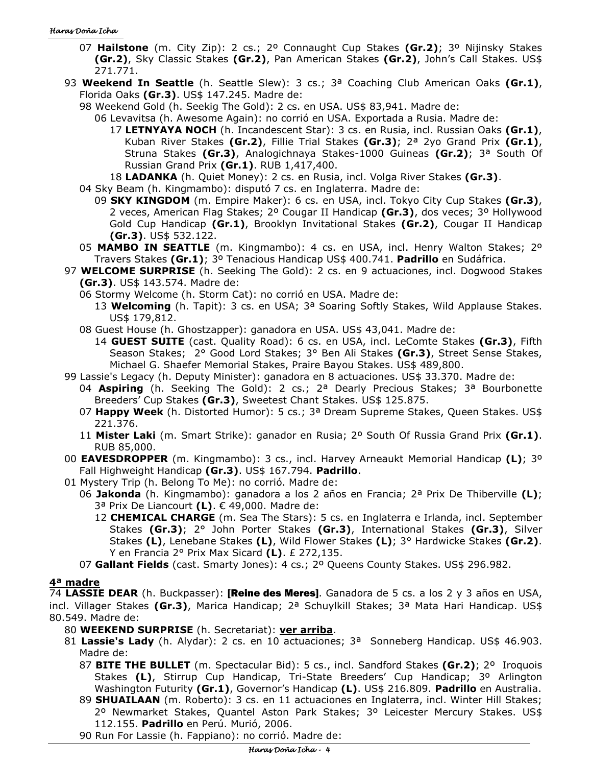- 07 **Hailstone** (m. City Zip): 2 cs.; 2º Connaught Cup Stakes **(Gr.2)**; 3º Nijinsky Stakes **(Gr.2)**, Sky Classic Stakes **(Gr.2)**, Pan American Stakes **(Gr.2)**, John's Call Stakes. US$ 271.771.

- 93 **Weekend In Seattle** (h. Seattle Slew): 3 cs.; 3ª Coaching Club American Oaks **(Gr.1)**, Florida Oaks **(Gr.3)**. US$ 147.245. Madre de:
  - 98 Weekend Gold (h. Seekig The Gold): 2 cs. en USA. US$ 83,941. Madre de:
    - 06 Levavitsa (h. Awesome Again): no corrió en USA. Exportada a Rusia. Madre de:
      - 17 **LETNYAYA NOCH** (h. Incandescent Star): 3 cs. en Rusia, incl. Russian Oaks **(Gr.1)**, Kuban River Stakes **(Gr.2)**, Fillie Trial Stakes **(Gr.3)**; 2ª 2yo Grand Prix **(Gr.1)**, Struna Stakes **(Gr.3)**, Analogichnaya Stakes-1000 Guineas **(Gr.2)**; 3ª South Of Russian Grand Prix **(Gr.1)**. RUB 1,417,400.
      - 18 **LADANKA** (h. Quiet Money): 2 cs. en Rusia, incl. Volga River Stakes **(Gr.3)**.
  - 04 Sky Beam (h. Kingmambo): disputó 7 cs. en Inglaterra. Madre de:
    - 09 **SKY KINGDOM** (m. Empire Maker): 6 cs. en USA, incl. Tokyo City Cup Stakes **(Gr.3)**, 2 veces, American Flag Stakes; 2º Cougar II Handicap **(Gr.3)**, dos veces; 3º Hollywood Gold Cup Handicap **(Gr.1)**, Brooklyn Invitational Stakes **(Gr.2)**, Cougar II Handicap **(Gr.3)**. US$ 532.122.
  - 05 **MAMBO IN SEATTLE** (m. Kingmambo): 4 cs. en USA, incl. Henry Walton Stakes; 2º Travers Stakes **(Gr.1)**; 3º Tenacious Handicap US$ 400.741. **Padrillo** en Sudáfrica.
- 97 **WELCOME SURPRISE** (h. Seeking The Gold): 2 cs. en 9 actuaciones, incl. Dogwood Stakes **(Gr.3)**. US$ 143.574. Madre de:
  - 06 Stormy Welcome (h. Storm Cat): no corrió en USA. Madre de:
    - 13 **Welcoming** (h. Tapit): 3 cs. en USA; 3ª Soaring Softly Stakes, Wild Applause Stakes. US$ 179,812.
  - 08 Guest House (h. Ghostzapper): ganadora en USA. US$ 43,041. Madre de:
    - 14 **GUEST SUITE** (cast. Quality Road): 6 cs. en USA, incl. LeComte Stakes **(Gr.3)**, Fifth Season Stakes; 2° Good Lord Stakes; 3° Ben Ali Stakes **(Gr.3)**, Street Sense Stakes, Michael G. Shaefer Memorial Stakes, Praire Bayou Stakes. US$ 489,800.
- 99 Lassie's Legacy (h. Deputy Minister): ganadora en 8 actuaciones. US$ 33.370. Madre de:
  - 04 **Aspiring** (h. Seeking The Gold): 2 cs.; 2ª Dearly Precious Stakes; 3ª Bourbonette Breeders' Cup Stakes **(Gr.3)**, Sweetest Chant Stakes. US$ 125.875.
  - 07 **Happy Week** (h. Distorted Humor): 5 cs.; 3ª Dream Supreme Stakes, Queen Stakes. US$ 221.376.
  - 11 **Mister Laki** (m. Smart Strike): ganador en Rusia; 2º South Of Russia Grand Prix **(Gr.1)**. RUB 85,000.
- 00 **EAVESDROPPER** (m. Kingmambo): 3 cs., incl. Harvey Arneaukt Memorial Handicap **(L)**; 3º Fall Highweight Handicap **(Gr.3)**. US$ 167.794. **Padrillo**.
- 01 Mystery Trip (h. Belong To Me): no corrió. Madre de:
  - 06 **Jakonda** (h. Kingmambo): ganadora a los 2 años en Francia; 2ª Prix De Thiberville **(L)**; 3ª Prix De Liancourt **(L)**. € 49,000. Madre de:
    - 12 **CHEMICAL CHARGE** (m. Sea The Stars): 5 cs. en Inglaterra e Irlanda, incl. September Stakes **(Gr.3)**; 2° John Porter Stakes **(Gr.3)**, International Stakes **(Gr.3)**, Silver Stakes **(L)**, Lenebane Stakes **(L)**, Wild Flower Stakes **(L)**; 3° Hardwicke Stakes **(Gr.2)**. Y en Francia 2° Prix Max Sicard **(L)**. £ 272,135.
  - 07 **Gallant Fields** (cast. Smarty Jones): 4 cs.; 2º Queens County Stakes. US$ 296.982.

## 4ª madre

74 **LASSIE DEAR** (h. Buckpasser): **[Reine des Meres]**. Ganadora de 5 cs. a los 2 y 3 años en USA, incl. Villager Stakes **(Gr.3)**, Marica Handicap; 2ª Schuylkill Stakes; 3ª Mata Hari Handicap. US$ 80.549. Madre de:

- 80 **WEEKEND SURPRISE** (h. Secretariat): **ver arriba**.
- 81 **Lassie's Lady** (h. Alydar): 2 cs. en 10 actuaciones; 3ª Sonneberg Handicap. US$ 46.903. Madre de:
  - 87 **BITE THE BULLET** (m. Spectacular Bid): 5 cs., incl. Sandford Stakes **(Gr.2)**; 2º Iroquois Stakes **(L)**, Stirrup Cup Handicap, Tri-State Breeders' Cup Handicap; 3º Arlington Washington Futurity **(Gr.1)**, Governor's Handicap **(L)**. US$ 216.809. **Padrillo** en Australia.
  - 89 **SHUAILAAN** (m. Roberto): 3 cs. en 11 actuaciones en Inglaterra, incl. Winter Hill Stakes; 2º Newmarket Stakes, Quantel Aston Park Stakes; 3º Leicester Mercury Stakes. US$ 112.155. **Padrillo** en Perú. Murió, 2006.
  - 90 Run For Lassie (h. Fappiano): no corrió. Madre de: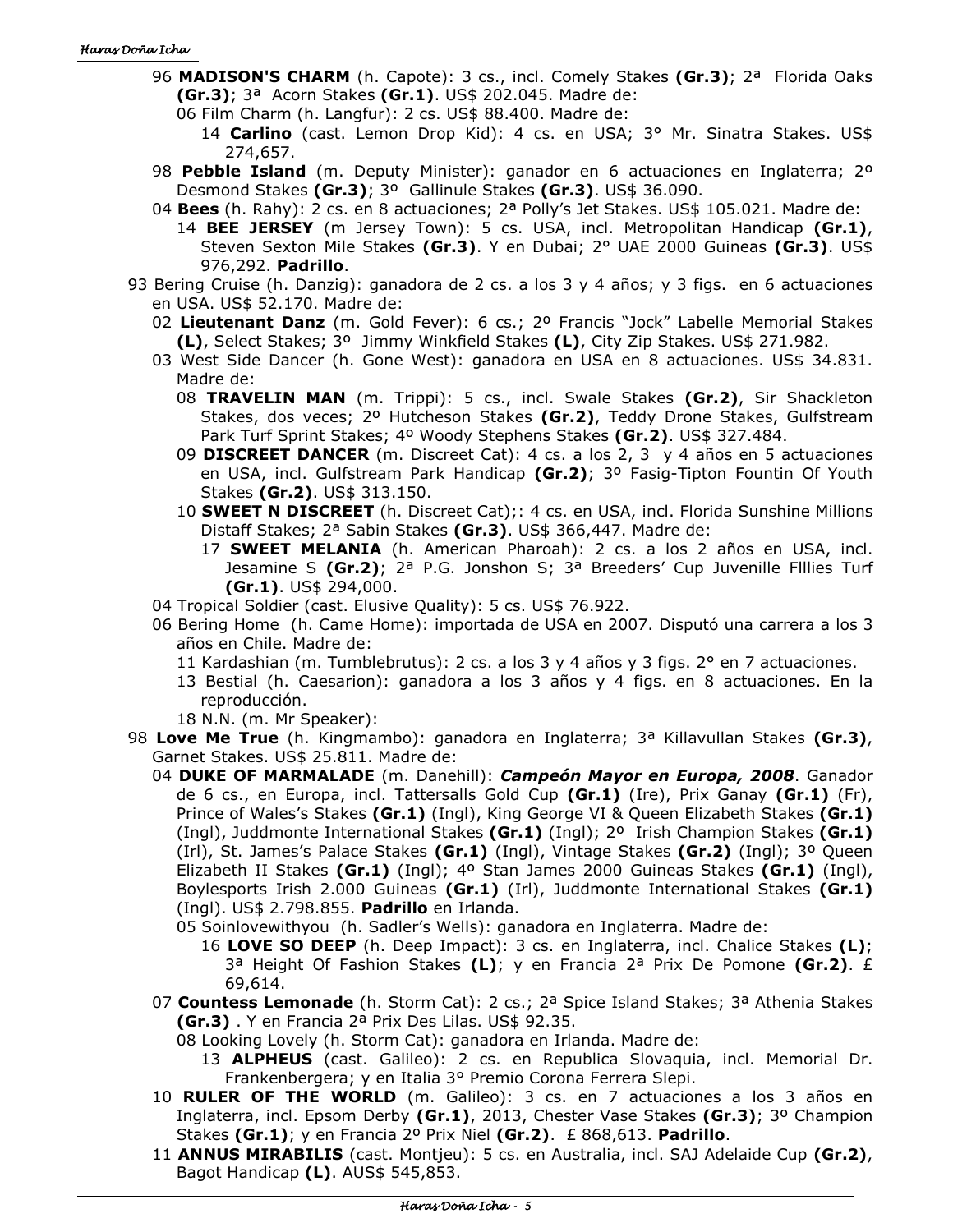- 96 **MADISON'S CHARM** (h. Capote): 3 cs., incl. Comely Stakes **(Gr.3)**; 2ª Florida Oaks **(Gr.3)**; 3ª Acorn Stakes **(Gr.1)**. US$ 202.045. Madre de:
  - 06 Film Charm (h. Langfur): 2 cs. US$ 88.400. Madre de:
    - 14 **Carlino** (cast. Lemon Drop Kid): 4 cs. en USA; 3° Mr. Sinatra Stakes. US$ 274,657.
- 98 **Pebble Island** (m. Deputy Minister): ganador en 6 actuaciones en Inglaterra; 2º Desmond Stakes **(Gr.3)**; 3º Gallinule Stakes **(Gr.3)**. US$ 36.090.
- 04 **Bees** (h. Rahy): 2 cs. en 8 actuaciones; 2ª Polly's Jet Stakes. US$ 105.021. Madre de:
  - 14 **BEE JERSEY** (m Jersey Town): 5 cs. USA, incl. Metropolitan Handicap **(Gr.1)**, Steven Sexton Mile Stakes **(Gr.3)**. Y en Dubai; 2° UAE 2000 Guineas **(Gr.3)**. US$ 976,292. **Padrillo**.

93 Bering Cruise (h. Danzig): ganadora de 2 cs. a los 3 y 4 años; y 3 figs. en 6 actuaciones en USA. US$ 52.170. Madre de:

- 02 **Lieutenant Danz** (m. Gold Fever): 6 cs.; 2º Francis "Jock" Labelle Memorial Stakes **(L)**, Select Stakes; 3º Jimmy Winkfield Stakes **(L)**, City Zip Stakes. US$ 271.982.
- 03 West Side Dancer (h. Gone West): ganadora en USA en 8 actuaciones. US$ 34.831. Madre de:
  - 08 **TRAVELIN MAN** (m. Trippi): 5 cs., incl. Swale Stakes **(Gr.2)**, Sir Shackleton Stakes, dos veces; 2º Hutcheson Stakes **(Gr.2)**, Teddy Drone Stakes, Gulfstream Park Turf Sprint Stakes; 4º Woody Stephens Stakes **(Gr.2)**. US$ 327.484.
  - 09 **DISCREET DANCER** (m. Discreet Cat): 4 cs. a los 2, 3 y 4 años en 5 actuaciones en USA, incl. Gulfstream Park Handicap **(Gr.2)**; 3º Fasig-Tipton Fountin Of Youth Stakes **(Gr.2)**. US$ 313.150.
  - 10 **SWEET N DISCREET** (h. Discreet Cat);: 4 cs. en USA, incl. Florida Sunshine Millions Distaff Stakes; 2ª Sabin Stakes **(Gr.3)**. US$ 366,447. Madre de:
    - 17 **SWEET MELANIA** (h. American Pharoah): 2 cs. a los 2 años en USA, incl. Jesamine S **(Gr.2)**; 2ª P.G. Jonshon S; 3ª Breeders' Cup Juvenille Flllies Turf **(Gr.1)**. US$ 294,000.
- 04 Tropical Soldier (cast. Elusive Quality): 5 cs. US$ 76.922.
- 06 Bering Home (h. Came Home): importada de USA en 2007. Disputó una carrera a los 3 años en Chile. Madre de:
  - 11 Kardashian (m. Tumblebrutus): 2 cs. a los 3 y 4 años y 3 figs. 2° en 7 actuaciones.
  - 13 Bestial (h. Caesarion): ganadora a los 3 años y 4 figs. en 8 actuaciones. En la reproducción.
  - 18 N.N. (m. Mr Speaker):

98 **Love Me True** (h. Kingmambo): ganadora en Inglaterra; 3ª Killavullan Stakes **(Gr.3)**, Garnet Stakes. US$ 25.811. Madre de:

- 04 **DUKE OF MARMALADE** (m. Danehill): ***Campeón Mayor en Europa, 2008***. Ganador de 6 cs., en Europa, incl. Tattersalls Gold Cup **(Gr.1)** (Ire), Prix Ganay **(Gr.1)** (Fr), Prince of Wales's Stakes **(Gr.1)** (Ingl), King George VI & Queen Elizabeth Stakes **(Gr.1)** (Ingl), Juddmonte International Stakes **(Gr.1)** (Ingl); 2º Irish Champion Stakes **(Gr.1)** (Irl), St. James's Palace Stakes **(Gr.1)** (Ingl), Vintage Stakes **(Gr.2)** (Ingl); 3º Queen Elizabeth II Stakes **(Gr.1)** (Ingl); 4º Stan James 2000 Guineas Stakes **(Gr.1)** (Ingl), Boylesports Irish 2.000 Guineas **(Gr.1)** (Irl), Juddmonte International Stakes **(Gr.1)** (Ingl). US$ 2.798.855. **Padrillo** en Irlanda.
- 05 Soinlovewithyou (h. Sadler's Wells): ganadora en Inglaterra. Madre de:
  - 16 **LOVE SO DEEP** (h. Deep Impact): 3 cs. en Inglaterra, incl. Chalice Stakes **(L)**; 3ª Height Of Fashion Stakes **(L)**; y en Francia 2ª Prix De Pomone **(Gr.2)**. £ 69,614.
- 07 **Countess Lemonade** (h. Storm Cat): 2 cs.; 2ª Spice Island Stakes; 3ª Athenia Stakes **(Gr.3)** . Y en Francia 2ª Prix Des Lilas. US$ 92.35.
- 08 Looking Lovely (h. Storm Cat): ganadora en Irlanda. Madre de:
  - 13 **ALPHEUS** (cast. Galileo): 2 cs. en Republica Slovaquia, incl. Memorial Dr. Frankenbergera; y en Italia 3° Premio Corona Ferrera Slepi.
- 10 **RULER OF THE WORLD** (m. Galileo): 3 cs. en 7 actuaciones a los 3 años en Inglaterra, incl. Epsom Derby **(Gr.1)**, 2013, Chester Vase Stakes **(Gr.3)**; 3º Champion Stakes **(Gr.1)**; y en Francia 2º Prix Niel **(Gr.2)**. £ 868,613. **Padrillo**.
- 11 **ANNUS MIRABILIS** (cast. Montjeu): 5 cs. en Australia, incl. SAJ Adelaide Cup **(Gr.2)**, Bagot Handicap **(L)**. AUS$ 545,853.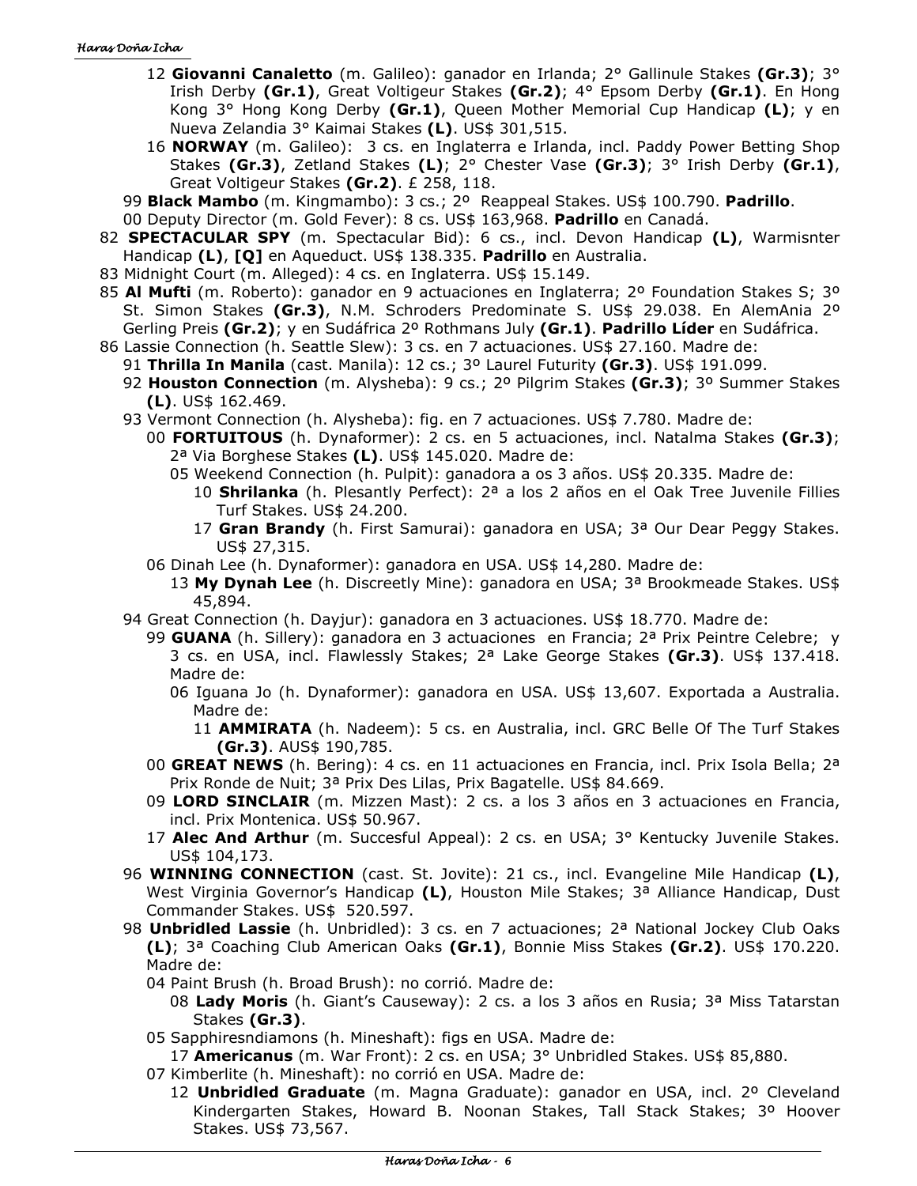12 **Giovanni Canaletto** (m. Galileo): ganador en Irlanda; 2° Gallinule Stakes **(Gr.3)**; 3° Irish Derby **(Gr.1)**, Great Voltigeur Stakes **(Gr.2)**; 4° Epsom Derby **(Gr.1)**. En Hong Kong 3° Hong Kong Derby **(Gr.1)**, Queen Mother Memorial Cup Handicap **(L)**; y en Nueva Zelandia 3° Kaimai Stakes **(L)**. US$ 301,515.

16 **NORWAY** (m. Galileo): 3 cs. en Inglaterra e Irlanda, incl. Paddy Power Betting Shop Stakes **(Gr.3)**, Zetland Stakes **(L)**; 2° Chester Vase **(Gr.3)**; 3° Irish Derby **(Gr.1)**, Great Voltigeur Stakes **(Gr.2)**. £ 258, 118.

99 **Black Mambo** (m. Kingmambo): 3 cs.; 2º Reappeal Stakes. US$ 100.790. **Padrillo**.

00 Deputy Director (m. Gold Fever): 8 cs. US$ 163,968. **Padrillo** en Canadá.

82 **SPECTACULAR SPY** (m. Spectacular Bid): 6 cs., incl. Devon Handicap **(L)**, Warmisnter Handicap **(L)**, **[Q]** en Aqueduct. US$ 138.335. **Padrillo** en Australia.

83 Midnight Court (m. Alleged): 4 cs. en Inglaterra. US$ 15.149.

85 **Al Mufti** (m. Roberto): ganador en 9 actuaciones en Inglaterra; 2º Foundation Stakes S; 3º St. Simon Stakes **(Gr.3)**, N.M. Schroders Predominate S. US$ 29.038. En AlemAnia 2º Gerling Preis **(Gr.2)**; y en Sudáfrica 2º Rothmans July **(Gr.1)**. **Padrillo Líder** en Sudáfrica.

86 Lassie Connection (h. Seattle Slew): 3 cs. en 7 actuaciones. US$ 27.160. Madre de:

91 **Thrilla In Manila** (cast. Manila): 12 cs.; 3º Laurel Futurity **(Gr.3)**. US$ 191.099.

92 **Houston Connection** (m. Alysheba): 9 cs.; 2º Pilgrim Stakes **(Gr.3)**; 3º Summer Stakes **(L)**. US$ 162.469.

93 Vermont Connection (h. Alysheba): fig. en 7 actuaciones. US$ 7.780. Madre de:

00 **FORTUITOUS** (h. Dynaformer): 2 cs. en 5 actuaciones, incl. Natalma Stakes **(Gr.3)**; 2ª Via Borghese Stakes **(L)**. US$ 145.020. Madre de:

05 Weekend Connection (h. Pulpit): ganadora a os 3 años. US$ 20.335. Madre de:

10 **Shrilanka** (h. Plesantly Perfect): 2ª a los 2 años en el Oak Tree Juvenile Fillies Turf Stakes. US$ 24.200.

17 **Gran Brandy** (h. First Samurai): ganadora en USA; 3ª Our Dear Peggy Stakes. US$ 27,315.

06 Dinah Lee (h. Dynaformer): ganadora en USA. US$ 14,280. Madre de:

13 **My Dynah Lee** (h. Discreetly Mine): ganadora en USA; 3ª Brookmeade Stakes. US$ 45,894.

94 Great Connection (h. Dayjur): ganadora en 3 actuaciones. US$ 18.770. Madre de:

99 **GUANA** (h. Sillery): ganadora en 3 actuaciones en Francia; 2ª Prix Peintre Celebre; y 3 cs. en USA, incl. Flawlessly Stakes; 2ª Lake George Stakes **(Gr.3)**. US$ 137.418. Madre de:

06 Iguana Jo (h. Dynaformer): ganadora en USA. US$ 13,607. Exportada a Australia. Madre de:

11 **AMMIRATA** (h. Nadeem): 5 cs. en Australia, incl. GRC Belle Of The Turf Stakes **(Gr.3)**. AUS$ 190,785.

00 **GREAT NEWS** (h. Bering): 4 cs. en 11 actuaciones en Francia, incl. Prix Isola Bella; 2ª Prix Ronde de Nuit; 3ª Prix Des Lilas, Prix Bagatelle. US$ 84.669.

09 **LORD SINCLAIR** (m. Mizzen Mast): 2 cs. a los 3 años en 3 actuaciones en Francia, incl. Prix Montenica. US$ 50.967.

17 **Alec And Arthur** (m. Succesful Appeal): 2 cs. en USA; 3° Kentucky Juvenile Stakes. US$ 104,173.

96 **WINNING CONNECTION** (cast. St. Jovite): 21 cs., incl. Evangeline Mile Handicap **(L)**, West Virginia Governor's Handicap **(L)**, Houston Mile Stakes; 3ª Alliance Handicap, Dust Commander Stakes. US$ 520.597.

98 **Unbridled Lassie** (h. Unbridled): 3 cs. en 7 actuaciones; 2ª National Jockey Club Oaks **(L)**; 3ª Coaching Club American Oaks **(Gr.1)**, Bonnie Miss Stakes **(Gr.2)**. US$ 170.220. Madre de:

04 Paint Brush (h. Broad Brush): no corrió. Madre de:

08 **Lady Moris** (h. Giant's Causeway): 2 cs. a los 3 años en Rusia; 3ª Miss Tatarstan Stakes **(Gr.3)**.

05 Sapphiresndiamons (h. Mineshaft): figs en USA. Madre de:

17 **Americanus** (m. War Front): 2 cs. en USA; 3° Unbridled Stakes. US$ 85,880.

07 Kimberlite (h. Mineshaft): no corrió en USA. Madre de:

12 **Unbridled Graduate** (m. Magna Graduate): ganador en USA, incl. 2º Cleveland Kindergarten Stakes, Howard B. Noonan Stakes, Tall Stack Stakes; 3º Hoover Stakes. US$ 73,567.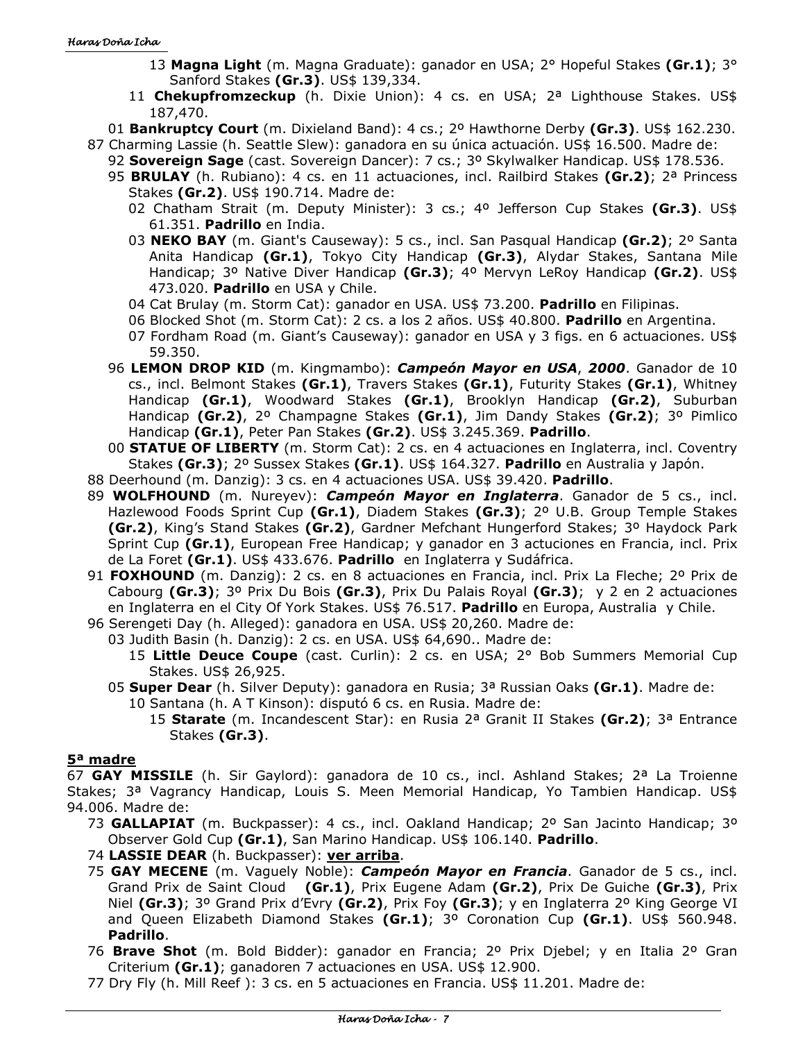13 **Magna Light** (m. Magna Graduate): ganador en USA; 2° Hopeful Stakes **(Gr.1)**; 3° Sanford Stakes **(Gr.3)**. US$ 139,334.

11 **Chekupfromzeckup** (h. Dixie Union): 4 cs. en USA; 2ª Lighthouse Stakes. US$ 187,470.

01 **Bankruptcy Court** (m. Dixieland Band): 4 cs.; 2º Hawthorne Derby **(Gr.3)**. US$ 162.230.

87 Charming Lassie (h. Seattle Slew): ganadora en su única actuación. US$ 16.500. Madre de:

92 **Sovereign Sage** (cast. Sovereign Dancer): 7 cs.; 3º Skylwalker Handicap. US$ 178.536.

95 **BRULAY** (h. Rubiano): 4 cs. en 11 actuaciones, incl. Railbird Stakes **(Gr.2)**; 2ª Princess Stakes **(Gr.2)**. US$ 190.714. Madre de:

02 Chatham Strait (m. Deputy Minister): 3 cs.; 4º Jefferson Cup Stakes **(Gr.3)**. US$ 61.351. **Padrillo** en India.

03 **NEKO BAY** (m. Giant's Causeway): 5 cs., incl. San Pasqual Handicap **(Gr.2)**; 2º Santa Anita Handicap **(Gr.1)**, Tokyo City Handicap **(Gr.3)**, Alydar Stakes, Santana Mile Handicap; 3º Native Diver Handicap **(Gr.3)**; 4º Mervyn LeRoy Handicap **(Gr.2)**. US$ 473.020. **Padrillo** en USA y Chile.

04 Cat Brulay (m. Storm Cat): ganador en USA. US$ 73.200. **Padrillo** en Filipinas.

06 Blocked Shot (m. Storm Cat): 2 cs. a los 2 años. US$ 40.800. **Padrillo** en Argentina.

07 Fordham Road (m. Giant's Causeway): ganador en USA y 3 figs. en 6 actuaciones. US$ 59.350.

96 **LEMON DROP KID** (m. Kingmambo): ***Campeón Mayor en USA***, ***2000***. Ganador de 10 cs., incl. Belmont Stakes **(Gr.1)**, Travers Stakes **(Gr.1)**, Futurity Stakes **(Gr.1)**, Whitney Handicap **(Gr.1)**, Woodward Stakes **(Gr.1)**, Brooklyn Handicap **(Gr.2)**, Suburban Handicap **(Gr.2)**, 2º Champagne Stakes **(Gr.1)**, Jim Dandy Stakes **(Gr.2)**; 3º Pimlico Handicap **(Gr.1)**, Peter Pan Stakes **(Gr.2)**. US$ 3.245.369. **Padrillo**.

00 **STATUE OF LIBERTY** (m. Storm Cat): 2 cs. en 4 actuaciones en Inglaterra, incl. Coventry Stakes **(Gr.3)**; 2º Sussex Stakes **(Gr.1)**. US$ 164.327. **Padrillo** en Australia y Japón.

88 Deerhound (m. Danzig): 3 cs. en 4 actuaciones USA. US$ 39.420. **Padrillo**.

89 **WOLFHOUND** (m. Nureyev): ***Campeón Mayor en Inglaterra***. Ganador de 5 cs., incl. Hazlewood Foods Sprint Cup **(Gr.1)**, Diadem Stakes **(Gr.3)**; 2º U.B. Group Temple Stakes **(Gr.2)**, King's Stand Stakes **(Gr.2)**, Gardner Mefchant Hungerford Stakes; 3º Haydock Park Sprint Cup **(Gr.1)**, European Free Handicap; y ganador en 3 actuciones en Francia, incl. Prix de La Foret **(Gr.1)**. US$ 433.676. **Padrillo** en Inglaterra y Sudáfrica.

91 **FOXHOUND** (m. Danzig): 2 cs. en 8 actuaciones en Francia, incl. Prix La Fleche; 2º Prix de Cabourg **(Gr.3)**; 3º Prix Du Bois **(Gr.3)**, Prix Du Palais Royal **(Gr.3)**; y 2 en 2 actuaciones en Inglaterra en el City Of York Stakes. US$ 76.517. **Padrillo** en Europa, Australia y Chile.

96 Serengeti Day (h. Alleged): ganadora en USA. US$ 20,260. Madre de:

03 Judith Basin (h. Danzig): 2 cs. en USA. US$ 64,690.. Madre de:

15 **Little Deuce Coupe** (cast. Curlin): 2 cs. en USA; 2° Bob Summers Memorial Cup Stakes. US$ 26,925.

05 **Super Dear** (h. Silver Deputy): ganadora en Rusia; 3ª Russian Oaks **(Gr.1)**. Madre de:

10 Santana (h. A T Kinson): disputó 6 cs. en Rusia. Madre de:

15 **Starate** (m. Incandescent Star): en Rusia 2ª Granit II Stakes **(Gr.2)**; 3ª Entrance Stakes **(Gr.3)**.

## 5ª madre

67 **GAY MISSILE** (h. Sir Gaylord): ganadora de 10 cs., incl. Ashland Stakes; 2ª La Troienne Stakes; 3ª Vagrancy Handicap, Louis S. Meen Memorial Handicap, Yo Tambien Handicap. US$ 94.006. Madre de:

73 **GALLAPIAT** (m. Buckpasser): 4 cs., incl. Oakland Handicap; 2º San Jacinto Handicap; 3º Observer Gold Cup **(Gr.1)**, San Marino Handicap. US$ 106.140. **Padrillo**.

74 **LASSIE DEAR** (h. Buckpasser): **ver arriba**.

75 **GAY MECENE** (m. Vaguely Noble): ***Campeón Mayor en Francia***. Ganador de 5 cs., incl. Grand Prix de Saint Cloud **(Gr.1)**, Prix Eugene Adam **(Gr.2)**, Prix De Guiche **(Gr.3)**, Prix Niel **(Gr.3)**; 3º Grand Prix d'Evry **(Gr.2)**, Prix Foy **(Gr.3)**; y en Inglaterra 2º King George VI and Queen Elizabeth Diamond Stakes **(Gr.1)**; 3º Coronation Cup **(Gr.1)**. US$ 560.948. **Padrillo**.

76 **Brave Shot** (m. Bold Bidder): ganador en Francia; 2º Prix Djebel; y en Italia 2º Gran Criterium **(Gr.1)**; ganadoren 7 actuaciones en USA. US$ 12.900.

77 Dry Fly (h. Mill Reef ): 3 cs. en 5 actuaciones en Francia. US$ 11.201. Madre de: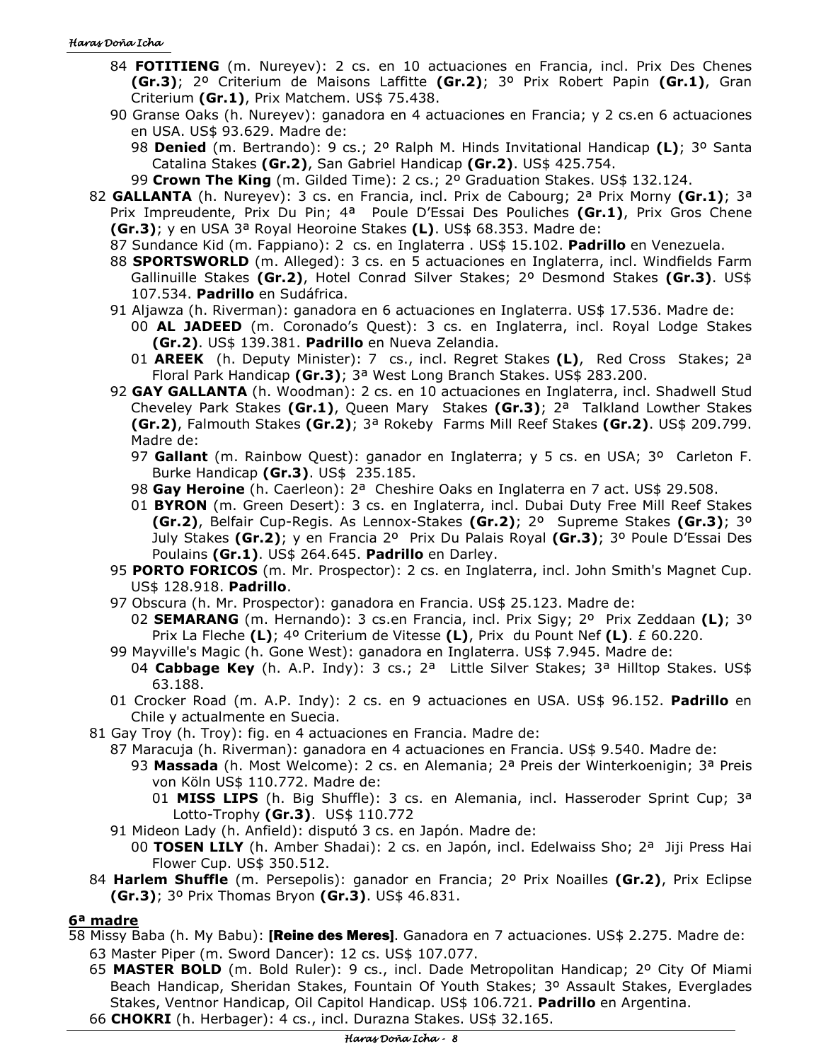- 84 **FOTITIENG** (m. Nureyev): 2 cs. en 10 actuaciones en Francia, incl. Prix Des Chenes **(Gr.3)**; 2º Criterium de Maisons Laffitte **(Gr.2)**; 3º Prix Robert Papin **(Gr.1)**, Gran Criterium **(Gr.1)**, Prix Matchem. US$ 75.438.
- 90 Granse Oaks (h. Nureyev): ganadora en 4 actuaciones en Francia; y 2 cs.en 6 actuaciones en USA. US$ 93.629. Madre de:
  - 98 **Denied** (m. Bertrando): 9 cs.; 2º Ralph M. Hinds Invitational Handicap **(L)**; 3º Santa Catalina Stakes **(Gr.2)**, San Gabriel Handicap **(Gr.2)**. US$ 425.754.
  - 99 **Crown The King** (m. Gilded Time): 2 cs.; 2º Graduation Stakes. US$ 132.124.

82 **GALLANTA** (h. Nureyev): 3 cs. en Francia, incl. Prix de Cabourg; 2ª Prix Morny **(Gr.1)**; 3ª Prix Impreudente, Prix Du Pin; 4ª Poule D'Essai Des Pouliches **(Gr.1)**, Prix Gros Chene **(Gr.3)**; y en USA 3ª Royal Heoroine Stakes **(L)**. US$ 68.353. Madre de:

- 87 Sundance Kid (m. Fappiano): 2 cs. en Inglaterra . US$ 15.102. **Padrillo** en Venezuela.
- 88 **SPORTSWORLD** (m. Alleged): 3 cs. en 5 actuaciones en Inglaterra, incl. Windfields Farm Gallinuille Stakes **(Gr.2)**, Hotel Conrad Silver Stakes; 2º Desmond Stakes **(Gr.3)**. US$ 107.534. **Padrillo** en Sudáfrica.
- 91 Aljawza (h. Riverman): ganadora en 6 actuaciones en Inglaterra. US$ 17.536. Madre de:
  - 00 **AL JADEED** (m. Coronado's Quest): 3 cs. en Inglaterra, incl. Royal Lodge Stakes **(Gr.2)**. US$ 139.381. **Padrillo** en Nueva Zelandia.
  - 01 **AREEK** (h. Deputy Minister): 7 cs., incl. Regret Stakes **(L)**, Red Cross Stakes; 2ª Floral Park Handicap **(Gr.3)**; 3ª West Long Branch Stakes. US$ 283.200.
- 92 **GAY GALLANTA** (h. Woodman): 2 cs. en 10 actuaciones en Inglaterra, incl. Shadwell Stud Cheveley Park Stakes **(Gr.1)**, Queen Mary Stakes **(Gr.3)**; 2ª Talkland Lowther Stakes **(Gr.2)**, Falmouth Stakes **(Gr.2)**; 3ª Rokeby Farms Mill Reef Stakes **(Gr.2)**. US$ 209.799. Madre de:
  - 97 **Gallant** (m. Rainbow Quest): ganador en Inglaterra; y 5 cs. en USA; 3º Carleton F. Burke Handicap **(Gr.3)**. US$ 235.185.
  - 98 **Gay Heroine** (h. Caerleon): 2ª Cheshire Oaks en Inglaterra en 7 act. US$ 29.508.
  - 01 **BYRON** (m. Green Desert): 3 cs. en Inglaterra, incl. Dubai Duty Free Mill Reef Stakes **(Gr.2)**, Belfair Cup-Regis. As Lennox-Stakes **(Gr.2)**; 2º Supreme Stakes **(Gr.3)**; 3º July Stakes **(Gr.2)**; y en Francia 2º Prix Du Palais Royal **(Gr.3)**; 3º Poule D'Essai Des Poulains **(Gr.1)**. US$ 264.645. **Padrillo** en Darley.
- 95 **PORTO FORICOS** (m. Mr. Prospector): 2 cs. en Inglaterra, incl. John Smith's Magnet Cup. US$ 128.918. **Padrillo**.
- 97 Obscura (h. Mr. Prospector): ganadora en Francia. US$ 25.123. Madre de:
  - 02 **SEMARANG** (m. Hernando): 3 cs.en Francia, incl. Prix Sigy; 2º Prix Zeddaan **(L)**; 3º Prix La Fleche **(L)**; 4º Criterium de Vitesse **(L)**, Prix du Pount Nef **(L)**. £ 60.220.
- 99 Mayville's Magic (h. Gone West): ganadora en Inglaterra. US$ 7.945. Madre de:
  - 04 **Cabbage Key** (h. A.P. Indy): 3 cs.; 2ª Little Silver Stakes; 3ª Hilltop Stakes. US$ 63.188.
- 01 Crocker Road (m. A.P. Indy): 2 cs. en 9 actuaciones en USA. US$ 96.152. **Padrillo** en Chile y actualmente en Suecia.

81 Gay Troy (h. Troy): fig. en 4 actuaciones en Francia. Madre de:

- 87 Maracuja (h. Riverman): ganadora en 4 actuaciones en Francia. US$ 9.540. Madre de:
  - 93 **Massada** (h. Most Welcome): 2 cs. en Alemania; 2ª Preis der Winterkoenigin; 3ª Preis von Köln US$ 110.772. Madre de:
    - 01 **MISS LIPS** (h. Big Shuffle): 3 cs. en Alemania, incl. Hasseroder Sprint Cup; 3ª Lotto-Trophy **(Gr.3)**. US$ 110.772
- 91 Mideon Lady (h. Anfield): disputó 3 cs. en Japón. Madre de:
  - 00 **TOSEN LILY** (h. Amber Shadai): 2 cs. en Japón, incl. Edelwaiss Sho; 2ª Jiji Press Hai Flower Cup. US$ 350.512.

84 **Harlem Shuffle** (m. Persepolis): ganador en Francia; 2º Prix Noailles **(Gr.2)**, Prix Eclipse **(Gr.3)**; 3º Prix Thomas Bryon **(Gr.3)**. US$ 46.831.

## 6ª madre

58 Missy Baba (h. My Babu): **[Reine des Meres]**. Ganadora en 7 actuaciones. US$ 2.275. Madre de:

- 63 Master Piper (m. Sword Dancer): 12 cs. US$ 107.077.
- 65 **MASTER BOLD** (m. Bold Ruler): 9 cs., incl. Dade Metropolitan Handicap; 2º City Of Miami Beach Handicap, Sheridan Stakes, Fountain Of Youth Stakes; 3º Assault Stakes, Everglades Stakes, Ventnor Handicap, Oil Capitol Handicap. US$ 106.721. **Padrillo** en Argentina.
- 66 **CHOKRI** (h. Herbager): 4 cs., incl. Durazna Stakes. US$ 32.165.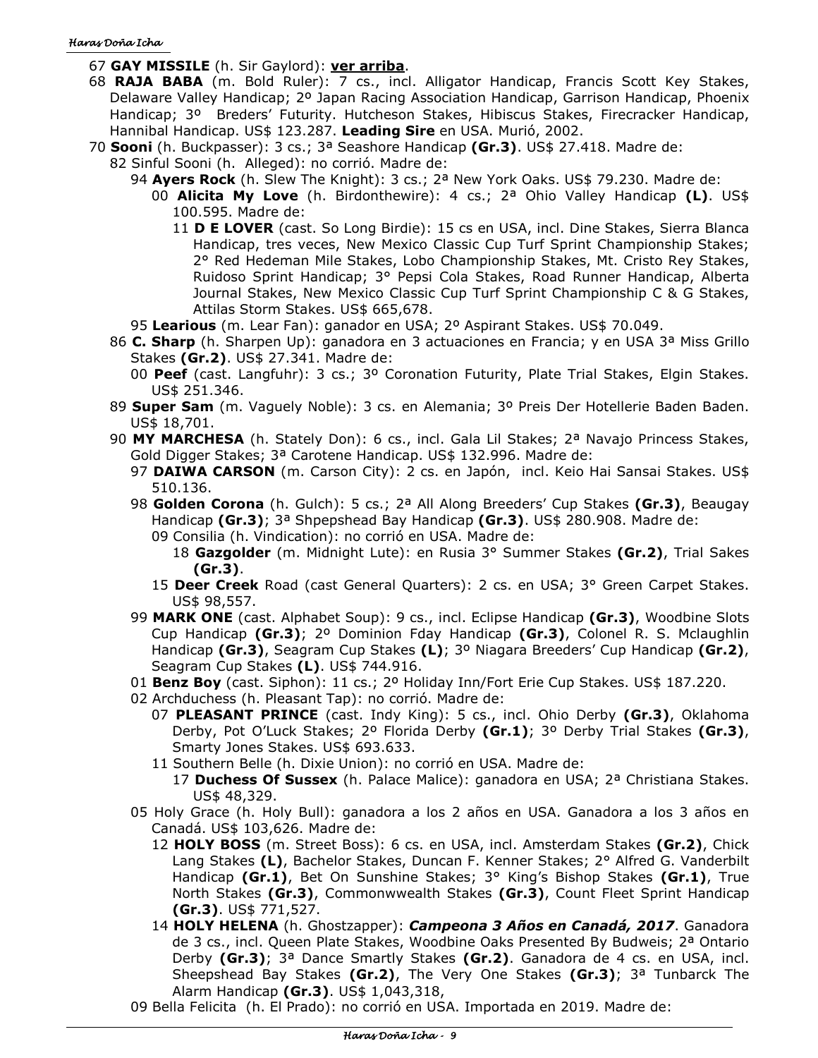67 **GAY MISSILE** (h. Sir Gaylord): **ver arriba**.

68 **RAJA BABA** (m. Bold Ruler): 7 cs., incl. Alligator Handicap, Francis Scott Key Stakes, Delaware Valley Handicap; 2º Japan Racing Association Handicap, Garrison Handicap, Phoenix Handicap; 3º Breders' Futurity. Hutcheson Stakes, Hibiscus Stakes, Firecracker Handicap, Hannibal Handicap. US$ 123.287. **Leading Sire** en USA. Murió, 2002.

70 **Sooni** (h. Buckpasser): 3 cs.; 3ª Seashore Handicap **(Gr.3)**. US$ 27.418. Madre de:

- 82 Sinful Sooni (h. Alleged): no corrió. Madre de:
  - 94 **Ayers Rock** (h. Slew The Knight): 3 cs.; 2ª New York Oaks. US$ 79.230. Madre de:
    - 00 **Alicita My Love** (h. Birdonthewire): 4 cs.; 2ª Ohio Valley Handicap **(L)**. US$ 100.595. Madre de:
      - 11 **D E LOVER** (cast. So Long Birdie): 15 cs en USA, incl. Dine Stakes, Sierra Blanca Handicap, tres veces, New Mexico Classic Cup Turf Sprint Championship Stakes; 2° Red Hedeman Mile Stakes, Lobo Championship Stakes, Mt. Cristo Rey Stakes, Ruidoso Sprint Handicap; 3° Pepsi Cola Stakes, Road Runner Handicap, Alberta Journal Stakes, New Mexico Classic Cup Turf Sprint Championship C & G Stakes, Attilas Storm Stakes. US$ 665,678.
  - 95 **Learious** (m. Lear Fan): ganador en USA; 2º Aspirant Stakes. US$ 70.049.
- 86 **C. Sharp** (h. Sharpen Up): ganadora en 3 actuaciones en Francia; y en USA 3ª Miss Grillo Stakes **(Gr.2)**. US$ 27.341. Madre de:
  - 00 **Peef** (cast. Langfuhr): 3 cs.; 3º Coronation Futurity, Plate Trial Stakes, Elgin Stakes. US$ 251.346.
- 89 **Super Sam** (m. Vaguely Noble): 3 cs. en Alemania; 3º Preis Der Hotellerie Baden Baden. US$ 18,701.
- 90 **MY MARCHESA** (h. Stately Don): 6 cs., incl. Gala Lil Stakes; 2ª Navajo Princess Stakes, Gold Digger Stakes; 3ª Carotene Handicap. US$ 132.996. Madre de:
  - 97 **DAIWA CARSON** (m. Carson City): 2 cs. en Japón, incl. Keio Hai Sansai Stakes. US$ 510.136.
  - 98 **Golden Corona** (h. Gulch): 5 cs.; 2ª All Along Breeders' Cup Stakes **(Gr.3)**, Beaugay Handicap **(Gr.3)**; 3ª Shpepshead Bay Handicap **(Gr.3)**. US$ 280.908. Madre de:
    - 09 Consilia (h. Vindication): no corrió en USA. Madre de:
      - 18 **Gazgolder** (m. Midnight Lute): en Rusia 3° Summer Stakes **(Gr.2)**, Trial Sakes **(Gr.3)**.
    - 15 **Deer Creek** Road (cast General Quarters): 2 cs. en USA; 3° Green Carpet Stakes. US$ 98,557.
  - 99 **MARK ONE** (cast. Alphabet Soup): 9 cs., incl. Eclipse Handicap **(Gr.3)**, Woodbine Slots Cup Handicap **(Gr.3)**; 2º Dominion Fday Handicap **(Gr.3)**, Colonel R. S. Mclaughlin Handicap **(Gr.3)**, Seagram Cup Stakes **(L)**; 3º Niagara Breeders' Cup Handicap **(Gr.2)**, Seagram Cup Stakes **(L)**. US$ 744.916.
  - 01 **Benz Boy** (cast. Siphon): 11 cs.; 2º Holiday Inn/Fort Erie Cup Stakes. US$ 187.220.
  - 02 Archduchess (h. Pleasant Tap): no corrió. Madre de:
    - 07 **PLEASANT PRINCE** (cast. Indy King): 5 cs., incl. Ohio Derby **(Gr.3)**, Oklahoma Derby, Pot O'Luck Stakes; 2º Florida Derby **(Gr.1)**; 3º Derby Trial Stakes **(Gr.3)**, Smarty Jones Stakes. US$ 693.633.
    - 11 Southern Belle (h. Dixie Union): no corrió en USA. Madre de:
      - 17 **Duchess Of Sussex** (h. Palace Malice): ganadora en USA; 2ª Christiana Stakes. US$ 48,329.
  - 05 Holy Grace (h. Holy Bull): ganadora a los 2 años en USA. Ganadora a los 3 años en Canadá. US$ 103,626. Madre de:
    - 12 **HOLY BOSS** (m. Street Boss): 6 cs. en USA, incl. Amsterdam Stakes **(Gr.2)**, Chick Lang Stakes **(L)**, Bachelor Stakes, Duncan F. Kenner Stakes; 2° Alfred G. Vanderbilt Handicap **(Gr.1)**, Bet On Sunshine Stakes; 3° King's Bishop Stakes **(Gr.1)**, True North Stakes **(Gr.3)**, Commonwwealth Stakes **(Gr.3)**, Count Fleet Sprint Handicap **(Gr.3)**. US$ 771,527.
    - 14 **HOLY HELENA** (h. Ghostzapper): ***Campeona 3 Años en Canadá, 2017***. Ganadora de 3 cs., incl. Queen Plate Stakes, Woodbine Oaks Presented By Budweis; 2ª Ontario Derby **(Gr.3)**; 3ª Dance Smartly Stakes **(Gr.2)**. Ganadora de 4 cs. en USA, incl. Sheepshead Bay Stakes **(Gr.2)**, The Very One Stakes **(Gr.3)**; 3ª Tunbarck The Alarm Handicap **(Gr.3)**. US$ 1,043,318,
  - 09 Bella Felicita (h. El Prado): no corrió en USA. Importada en 2019. Madre de: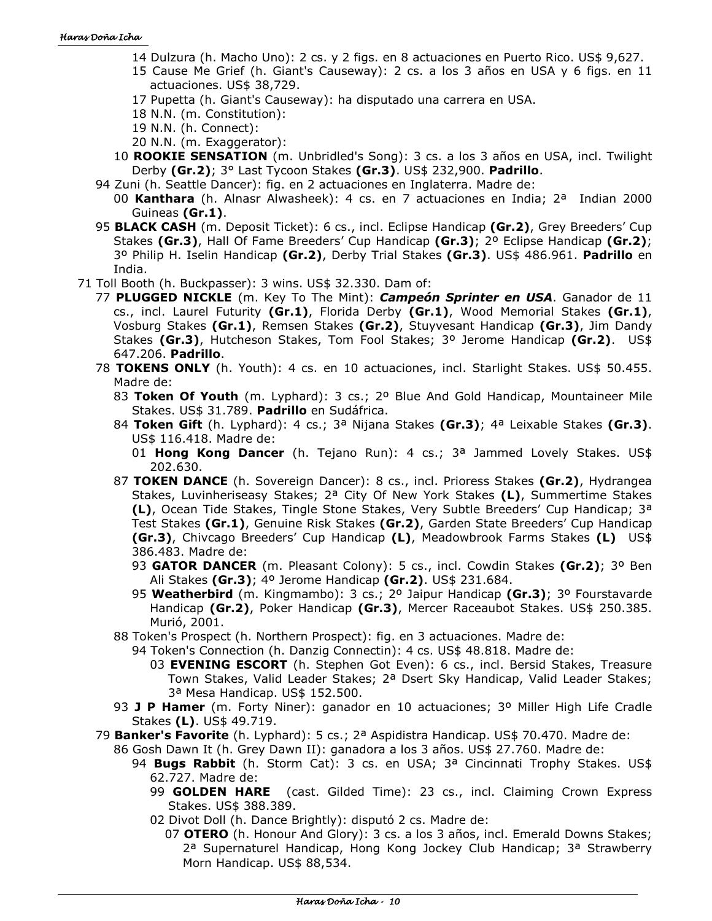14 Dulzura (h. Macho Uno): 2 cs. y 2 figs. en 8 actuaciones en Puerto Rico. US$ 9,627.
15 Cause Me Grief (h. Giant's Causeway): 2 cs. a los 3 años en USA y 6 figs. en 11 actuaciones. US$ 38,729.
17 Pupetta (h. Giant's Causeway): ha disputado una carrera en USA.
18 N.N. (m. Constitution):
19 N.N. (h. Connect):
20 N.N. (m. Exaggerator):

10 **ROOKIE SENSATION** (m. Unbridled's Song): 3 cs. a los 3 años en USA, incl. Twilight Derby **(Gr.2)**; 3° Last Tycoon Stakes **(Gr.3)**. US$ 232,900. **Padrillo**.

94 Zuni (h. Seattle Dancer): fig. en 2 actuaciones en Inglaterra. Madre de:

00 **Kanthara** (h. Alnasr Alwasheek): 4 cs. en 7 actuaciones en India; 2ª Indian 2000 Guineas **(Gr.1)**.

95 **BLACK CASH** (m. Deposit Ticket): 6 cs., incl. Eclipse Handicap **(Gr.2)**, Grey Breeders' Cup Stakes **(Gr.3)**, Hall Of Fame Breeders' Cup Handicap **(Gr.3)**; 2º Eclipse Handicap **(Gr.2)**; 3º Philip H. Iselin Handicap **(Gr.2)**, Derby Trial Stakes **(Gr.3)**. US$ 486.961. **Padrillo** en India.

71 Toll Booth (h. Buckpasser): 3 wins. US$ 32.330. Dam of:

77 **PLUGGED NICKLE** (m. Key To The Mint): ***Campeón Sprinter en USA***. Ganador de 11 cs., incl. Laurel Futurity **(Gr.1)**, Florida Derby **(Gr.1)**, Wood Memorial Stakes **(Gr.1)**, Vosburg Stakes **(Gr.1)**, Remsen Stakes **(Gr.2)**, Stuyvesant Handicap **(Gr.3)**, Jim Dandy Stakes **(Gr.3)**, Hutcheson Stakes, Tom Fool Stakes; 3º Jerome Handicap **(Gr.2)**. US$ 647.206. **Padrillo**.

78 **TOKENS ONLY** (h. Youth): 4 cs. en 10 actuaciones, incl. Starlight Stakes. US$ 50.455. Madre de:

83 **Token Of Youth** (m. Lyphard): 3 cs.; 2º Blue And Gold Handicap, Mountaineer Mile Stakes. US$ 31.789. **Padrillo** en Sudáfrica.

84 **Token Gift** (h. Lyphard): 4 cs.; 3ª Nijana Stakes **(Gr.3)**; 4ª Leixable Stakes **(Gr.3)**. US$ 116.418. Madre de:

01 **Hong Kong Dancer** (h. Tejano Run): 4 cs.; 3ª Jammed Lovely Stakes. US$ 202.630.

87 **TOKEN DANCE** (h. Sovereign Dancer): 8 cs., incl. Prioress Stakes **(Gr.2)**, Hydrangea Stakes, Luvinheriseasy Stakes; 2ª City Of New York Stakes **(L)**, Summertime Stakes **(L)**, Ocean Tide Stakes, Tingle Stone Stakes, Very Subtle Breeders' Cup Handicap; 3ª Test Stakes **(Gr.1)**, Genuine Risk Stakes **(Gr.2)**, Garden State Breeders' Cup Handicap **(Gr.3)**, Chivcago Breeders' Cup Handicap **(L)**, Meadowbrook Farms Stakes **(L)** US$ 386.483. Madre de:

93 **GATOR DANCER** (m. Pleasant Colony): 5 cs., incl. Cowdin Stakes **(Gr.2)**; 3º Ben Ali Stakes **(Gr.3)**; 4º Jerome Handicap **(Gr.2)**. US$ 231.684.

95 **Weatherbird** (m. Kingmambo): 3 cs.; 2º Jaipur Handicap **(Gr.3)**; 3º Fourstavarde Handicap **(Gr.2)**, Poker Handicap **(Gr.3)**, Mercer Raceaubot Stakes. US$ 250.385. Murió, 2001.

88 Token's Prospect (h. Northern Prospect): fig. en 3 actuaciones. Madre de:

94 Token's Connection (h. Danzig Connectin): 4 cs. US$ 48.818. Madre de:

03 **EVENING ESCORT** (h. Stephen Got Even): 6 cs., incl. Bersid Stakes, Treasure Town Stakes, Valid Leader Stakes; 2ª Dsert Sky Handicap, Valid Leader Stakes; 3ª Mesa Handicap. US$ 152.500.

93 **J P Hamer** (m. Forty Niner): ganador en 10 actuaciones; 3º Miller High Life Cradle Stakes **(L)**. US$ 49.719.

79 **Banker's Favorite** (h. Lyphard): 5 cs.; 2ª Aspidistra Handicap. US$ 70.470. Madre de:

86 Gosh Dawn It (h. Grey Dawn II): ganadora a los 3 años. US$ 27.760. Madre de:

94 **Bugs Rabbit** (h. Storm Cat): 3 cs. en USA; 3ª Cincinnati Trophy Stakes. US$ 62.727. Madre de:

99 **GOLDEN HARE** (cast. Gilded Time): 23 cs., incl. Claiming Crown Express Stakes. US$ 388.389.

02 Divot Doll (h. Dance Brightly): disputó 2 cs. Madre de:

07 **OTERO** (h. Honour And Glory): 3 cs. a los 3 años, incl. Emerald Downs Stakes; 2ª Supernaturel Handicap, Hong Kong Jockey Club Handicap; 3ª Strawberry Morn Handicap. US$ 88,534.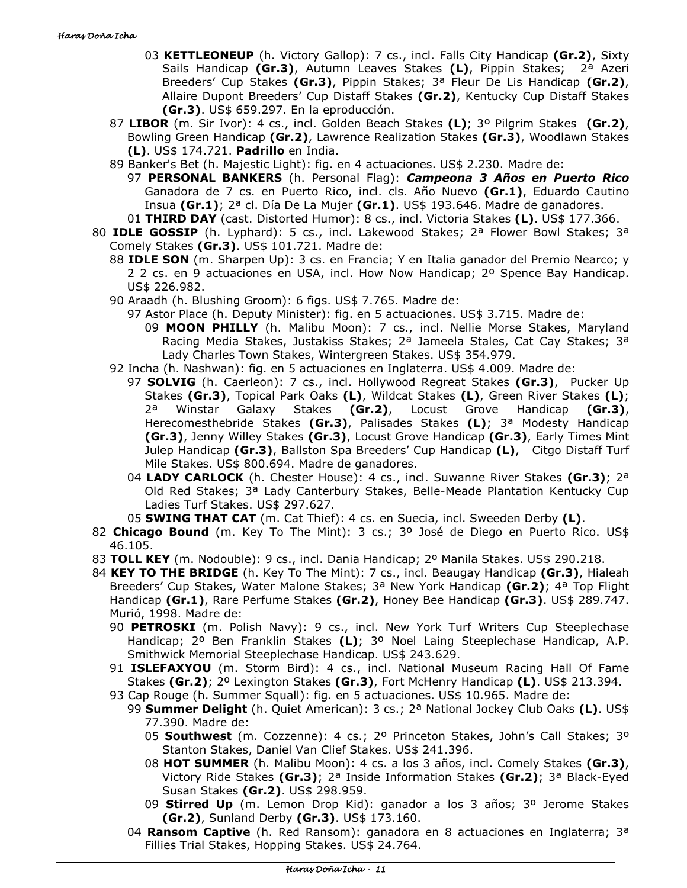03 **KETTLEONEUP** (h. Victory Gallop): 7 cs., incl. Falls City Handicap **(Gr.2)**, Sixty Sails Handicap **(Gr.3)**, Autumn Leaves Stakes **(L)**, Pippin Stakes; 2ª Azeri Breeders' Cup Stakes **(Gr.3)**, Pippin Stakes; 3ª Fleur De Lis Handicap **(Gr.2)**, Allaire Dupont Breeders' Cup Distaff Stakes **(Gr.2)**, Kentucky Cup Distaff Stakes **(Gr.3)**. US$ 659.297. En la eproducción.

87 **LIBOR** (m. Sir Ivor): 4 cs., incl. Golden Beach Stakes **(L)**; 3º Pilgrim Stakes **(Gr.2)**, Bowling Green Handicap **(Gr.2)**, Lawrence Realization Stakes **(Gr.3)**, Woodlawn Stakes **(L)**. US$ 174.721. **Padrillo** en India.

89 Banker's Bet (h. Majestic Light): fig. en 4 actuaciones. US$ 2.230. Madre de:

97 **PERSONAL BANKERS** (h. Personal Flag): ***Campeona 3 Años en Puerto Rico*** Ganadora de 7 cs. en Puerto Rico, incl. cls. Año Nuevo **(Gr.1)**, Eduardo Cautino Insua **(Gr.1)**; 2ª cl. Día De La Mujer **(Gr.1)**. US$ 193.646. Madre de ganadores.

01 **THIRD DAY** (cast. Distorted Humor): 8 cs., incl. Victoria Stakes **(L)**. US$ 177.366.

80 **IDLE GOSSIP** (h. Lyphard): 5 cs., incl. Lakewood Stakes; 2ª Flower Bowl Stakes; 3ª Comely Stakes **(Gr.3)**. US$ 101.721. Madre de:

88 **IDLE SON** (m. Sharpen Up): 3 cs. en Francia; Y en Italia ganador del Premio Nearco; y 2 2 cs. en 9 actuaciones en USA, incl. How Now Handicap; 2º Spence Bay Handicap. US$ 226.982.

90 Araadh (h. Blushing Groom): 6 figs. US$ 7.765. Madre de:

97 Astor Place (h. Deputy Minister): fig. en 5 actuaciones. US$ 3.715. Madre de:

09 **MOON PHILLY** (h. Malibu Moon): 7 cs., incl. Nellie Morse Stakes, Maryland Racing Media Stakes, Justakiss Stakes; 2ª Jameela Stales, Cat Cay Stakes; 3ª Lady Charles Town Stakes, Wintergreen Stakes. US$ 354.979.

92 Incha (h. Nashwan): fig. en 5 actuaciones en Inglaterra. US$ 4.009. Madre de:

97 **SOLVIG** (h. Caerleon): 7 cs., incl. Hollywood Regreat Stakes **(Gr.3)**, Pucker Up Stakes **(Gr.3)**, Topical Park Oaks **(L)**, Wildcat Stakes **(L)**, Green River Stakes **(L)**; 2ª Winstar Galaxy Stakes **(Gr.2)**, Locust Grove Handicap **(Gr.3)**, Herecomesthebride Stakes **(Gr.3)**, Palisades Stakes **(L)**; 3ª Modesty Handicap **(Gr.3)**, Jenny Willey Stakes **(Gr.3)**, Locust Grove Handicap **(Gr.3)**, Early Times Mint Julep Handicap **(Gr.3)**, Ballston Spa Breeders' Cup Handicap **(L)**, Citgo Distaff Turf Mile Stakes. US$ 800.694. Madre de ganadores.

04 **LADY CARLOCK** (h. Chester House): 4 cs., incl. Suwanne River Stakes **(Gr.3)**; 2ª Old Red Stakes; 3ª Lady Canterbury Stakes, Belle-Meade Plantation Kentucky Cup Ladies Turf Stakes. US$ 297.627.

05 **SWING THAT CAT** (m. Cat Thief): 4 cs. en Suecia, incl. Sweeden Derby **(L)**.

82 **Chicago Bound** (m. Key To The Mint): 3 cs.; 3º José de Diego en Puerto Rico. US$ 46.105.

83 **TOLL KEY** (m. Nodouble): 9 cs., incl. Dania Handicap; 2º Manila Stakes. US$ 290.218.

84 **KEY TO THE BRIDGE** (h. Key To The Mint): 7 cs., incl. Beaugay Handicap **(Gr.3)**, Hialeah Breeders' Cup Stakes, Water Malone Stakes; 3ª New York Handicap **(Gr.2)**; 4ª Top Flight Handicap **(Gr.1)**, Rare Perfume Stakes **(Gr.2)**, Honey Bee Handicap **(Gr.3)**. US$ 289.747. Murió, 1998. Madre de:

90 **PETROSKI** (m. Polish Navy): 9 cs., incl. New York Turf Writers Cup Steeplechase Handicap; 2º Ben Franklin Stakes **(L)**; 3º Noel Laing Steeplechase Handicap, A.P. Smithwick Memorial Steeplechase Handicap. US$ 243.629.

91 **ISLEFAXYOU** (m. Storm Bird): 4 cs., incl. National Museum Racing Hall Of Fame Stakes **(Gr.2)**; 2º Lexington Stakes **(Gr.3)**, Fort McHenry Handicap **(L)**. US$ 213.394.

93 Cap Rouge (h. Summer Squall): fig. en 5 actuaciones. US$ 10.965. Madre de:

99 **Summer Delight** (h. Quiet American): 3 cs.; 2ª National Jockey Club Oaks **(L)**. US$ 77.390. Madre de:

05 **Southwest** (m. Cozzenne): 4 cs.; 2º Princeton Stakes, John's Call Stakes; 3º Stanton Stakes, Daniel Van Clief Stakes. US$ 241.396.

08 **HOT SUMMER** (h. Malibu Moon): 4 cs. a los 3 años, incl. Comely Stakes **(Gr.3)**, Victory Ride Stakes **(Gr.3)**; 2ª Inside Information Stakes **(Gr.2)**; 3ª Black-Eyed Susan Stakes **(Gr.2)**. US$ 298.959.

09 **Stirred Up** (m. Lemon Drop Kid): ganador a los 3 años; 3º Jerome Stakes **(Gr.2)**, Sunland Derby **(Gr.3)**. US$ 173.160.

04 **Ransom Captive** (h. Red Ransom): ganadora en 8 actuaciones en Inglaterra; 3ª Fillies Trial Stakes, Hopping Stakes. US$ 24.764.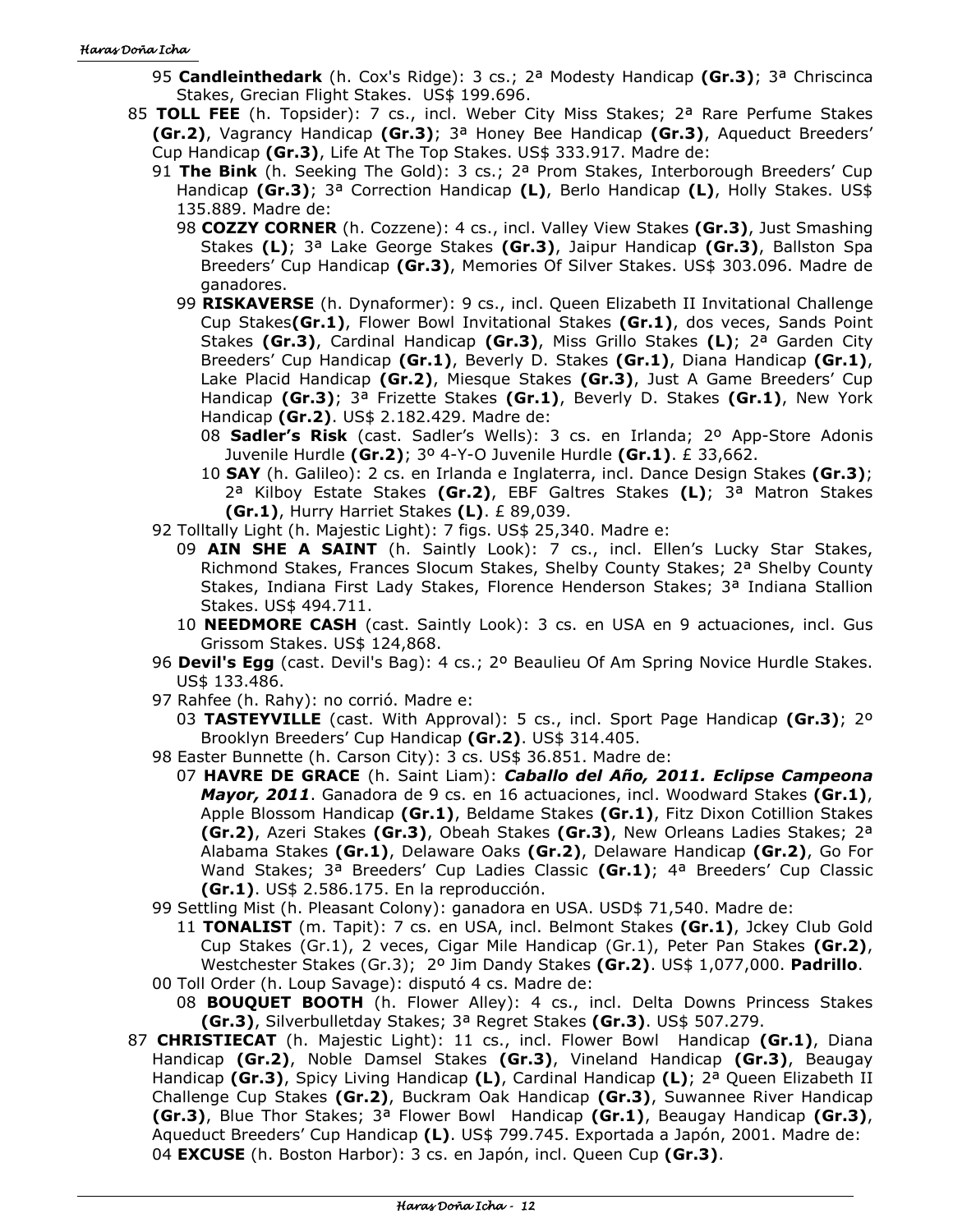95 **Candleinthedark** (h. Cox's Ridge): 3 cs.; 2ª Modesty Handicap **(Gr.3)**; 3ª Chriscinca Stakes, Grecian Flight Stakes. US$ 199.696.

85 **TOLL FEE** (h. Topsider): 7 cs., incl. Weber City Miss Stakes; 2ª Rare Perfume Stakes **(Gr.2)**, Vagrancy Handicap **(Gr.3)**; 3ª Honey Bee Handicap **(Gr.3)**, Aqueduct Breeders' Cup Handicap **(Gr.3)**, Life At The Top Stakes. US$ 333.917. Madre de:

91 **The Bink** (h. Seeking The Gold): 3 cs.; 2ª Prom Stakes, Interborough Breeders' Cup Handicap **(Gr.3)**; 3ª Correction Handicap **(L)**, Berlo Handicap **(L)**, Holly Stakes. US$ 135.889. Madre de:

98 **COZZY CORNER** (h. Cozzene): 4 cs., incl. Valley View Stakes **(Gr.3)**, Just Smashing Stakes **(L)**; 3ª Lake George Stakes **(Gr.3)**, Jaipur Handicap **(Gr.3)**, Ballston Spa Breeders' Cup Handicap **(Gr.3)**, Memories Of Silver Stakes. US$ 303.096. Madre de ganadores.

99 **RISKAVERSE** (h. Dynaformer): 9 cs., incl. Queen Elizabeth II Invitational Challenge Cup Stakes**(Gr.1)**, Flower Bowl Invitational Stakes **(Gr.1)**, dos veces, Sands Point Stakes **(Gr.3)**, Cardinal Handicap **(Gr.3)**, Miss Grillo Stakes **(L)**; 2ª Garden City Breeders' Cup Handicap **(Gr.1)**, Beverly D. Stakes **(Gr.1)**, Diana Handicap **(Gr.1)**, Lake Placid Handicap **(Gr.2)**, Miesque Stakes **(Gr.3)**, Just A Game Breeders' Cup Handicap **(Gr.3)**; 3ª Frizette Stakes **(Gr.1)**, Beverly D. Stakes **(Gr.1)**, New York Handicap **(Gr.2)**. US$ 2.182.429. Madre de:

08 **Sadler's Risk** (cast. Sadler's Wells): 3 cs. en Irlanda; 2º App-Store Adonis Juvenile Hurdle **(Gr.2)**; 3º 4-Y-O Juvenile Hurdle **(Gr.1)**. £ 33,662.

10 **SAY** (h. Galileo): 2 cs. en Irlanda e Inglaterra, incl. Dance Design Stakes **(Gr.3)**; 2ª Kilboy Estate Stakes **(Gr.2)**, EBF Galtres Stakes **(L)**; 3ª Matron Stakes **(Gr.1)**, Hurry Harriet Stakes **(L)**. £ 89,039.

92 Tolltally Light (h. Majestic Light): 7 figs. US$ 25,340. Madre e:

09 **AIN SHE A SAINT** (h. Saintly Look): 7 cs., incl. Ellen's Lucky Star Stakes, Richmond Stakes, Frances Slocum Stakes, Shelby County Stakes; 2ª Shelby County Stakes, Indiana First Lady Stakes, Florence Henderson Stakes; 3ª Indiana Stallion Stakes. US$ 494.711.

10 **NEEDMORE CASH** (cast. Saintly Look): 3 cs. en USA en 9 actuaciones, incl. Gus Grissom Stakes. US$ 124,868.

96 **Devil's Egg** (cast. Devil's Bag): 4 cs.; 2º Beaulieu Of Am Spring Novice Hurdle Stakes. US$ 133.486.

97 Rahfee (h. Rahy): no corrió. Madre e:

03 **TASTEYVILLE** (cast. With Approval): 5 cs., incl. Sport Page Handicap **(Gr.3)**; 2º Brooklyn Breeders' Cup Handicap **(Gr.2)**. US$ 314.405.

98 Easter Bunnette (h. Carson City): 3 cs. US$ 36.851. Madre de:

07 **HAVRE DE GRACE** (h. Saint Liam): ***Caballo del Año, 2011. Eclipse Campeona Mayor, 2011***. Ganadora de 9 cs. en 16 actuaciones, incl. Woodward Stakes **(Gr.1)**, Apple Blossom Handicap **(Gr.1)**, Beldame Stakes **(Gr.1)**, Fitz Dixon Cotillion Stakes **(Gr.2)**, Azeri Stakes **(Gr.3)**, Obeah Stakes **(Gr.3)**, New Orleans Ladies Stakes; 2ª Alabama Stakes **(Gr.1)**, Delaware Oaks **(Gr.2)**, Delaware Handicap **(Gr.2)**, Go For Wand Stakes; 3ª Breeders' Cup Ladies Classic **(Gr.1)**; 4ª Breeders' Cup Classic **(Gr.1)**. US$ 2.586.175. En la reproducción.

99 Settling Mist (h. Pleasant Colony): ganadora en USA. USD$ 71,540. Madre de:

11 **TONALIST** (m. Tapit): 7 cs. en USA, incl. Belmont Stakes **(Gr.1)**, Jckey Club Gold Cup Stakes (Gr.1), 2 veces, Cigar Mile Handicap (Gr.1), Peter Pan Stakes **(Gr.2)**, Westchester Stakes (Gr.3); 2º Jim Dandy Stakes **(Gr.2)**. US$ 1,077,000. **Padrillo**.

00 Toll Order (h. Loup Savage): disputó 4 cs. Madre de:

08 **BOUQUET BOOTH** (h. Flower Alley): 4 cs., incl. Delta Downs Princess Stakes **(Gr.3)**, Silverbulletday Stakes; 3ª Regret Stakes **(Gr.3)**. US$ 507.279.

87 **CHRISTIECAT** (h. Majestic Light): 11 cs., incl. Flower Bowl Handicap **(Gr.1)**, Diana Handicap **(Gr.2)**, Noble Damsel Stakes **(Gr.3)**, Vineland Handicap **(Gr.3)**, Beaugay Handicap **(Gr.3)**, Spicy Living Handicap **(L)**, Cardinal Handicap **(L)**; 2ª Queen Elizabeth II Challenge Cup Stakes **(Gr.2)**, Buckram Oak Handicap **(Gr.3)**, Suwannee River Handicap **(Gr.3)**, Blue Thor Stakes; 3ª Flower Bowl Handicap **(Gr.1)**, Beaugay Handicap **(Gr.3)**, Aqueduct Breeders' Cup Handicap **(L)**. US$ 799.745. Exportada a Japón, 2001. Madre de:

04 **EXCUSE** (h. Boston Harbor): 3 cs. en Japón, incl. Queen Cup **(Gr.3)**.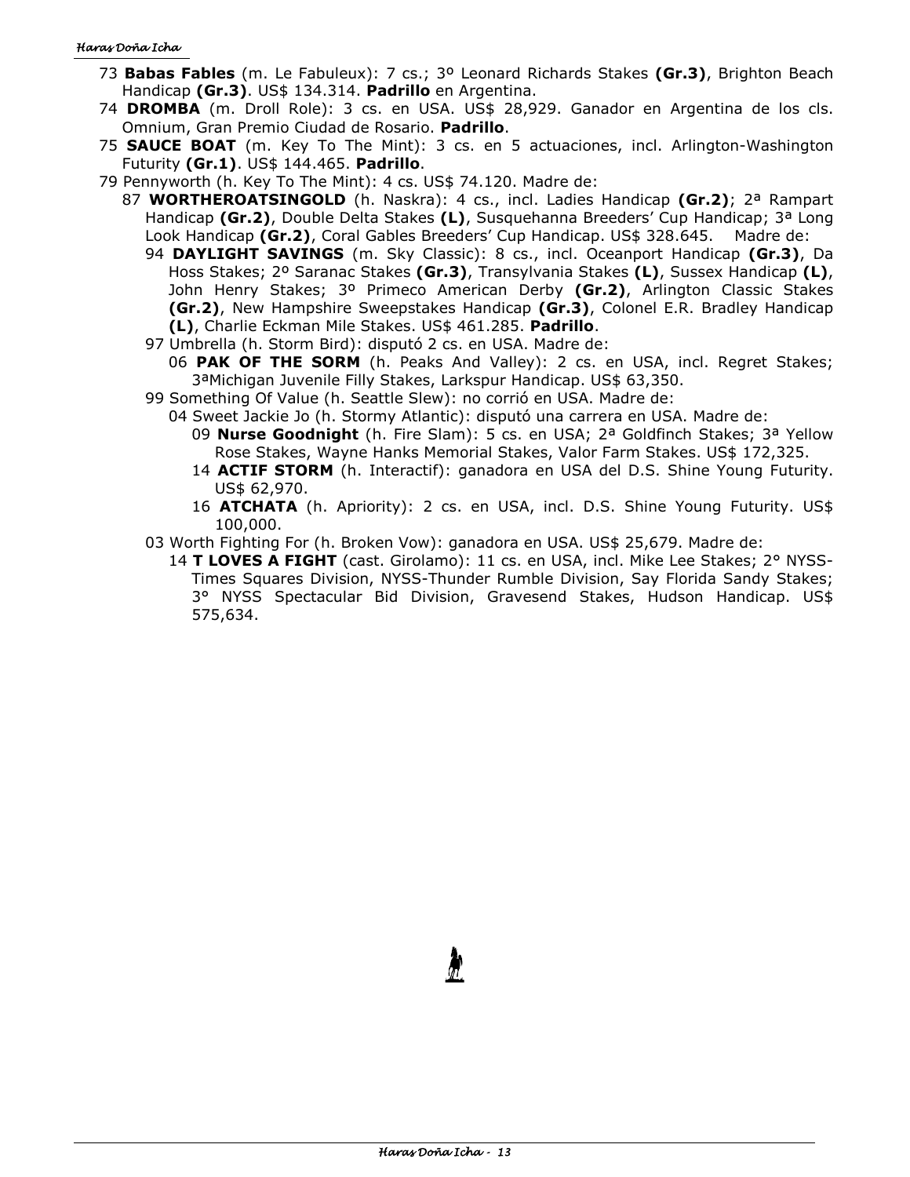73 **Babas Fables** (m. Le Fabuleux): 7 cs.; 3º Leonard Richards Stakes **(Gr.3)**, Brighton Beach Handicap **(Gr.3)**. US$ 134.314. **Padrillo** en Argentina.

74 **DROMBA** (m. Droll Role): 3 cs. en USA. US$ 28,929. Ganador en Argentina de los cls. Omnium, Gran Premio Ciudad de Rosario. **Padrillo**.

75 **SAUCE BOAT** (m. Key To The Mint): 3 cs. en 5 actuaciones, incl. Arlington-Washington Futurity **(Gr.1)**. US$ 144.465. **Padrillo**.

79 Pennyworth (h. Key To The Mint): 4 cs. US$ 74.120. Madre de:

- 87 **WORTHEROATSINGOLD** (h. Naskra): 4 cs., incl. Ladies Handicap **(Gr.2)**; 2ª Rampart Handicap **(Gr.2)**, Double Delta Stakes **(L)**, Susquehanna Breeders' Cup Handicap; 3ª Long Look Handicap **(Gr.2)**, Coral Gables Breeders' Cup Handicap. US$ 328.645. Madre de:
  - 94 **DAYLIGHT SAVINGS** (m. Sky Classic): 8 cs., incl. Oceanport Handicap **(Gr.3)**, Da Hoss Stakes; 2º Saranac Stakes **(Gr.3)**, Transylvania Stakes **(L)**, Sussex Handicap **(L)**, John Henry Stakes; 3º Primeco American Derby **(Gr.2)**, Arlington Classic Stakes **(Gr.2)**, New Hampshire Sweepstakes Handicap **(Gr.3)**, Colonel E.R. Bradley Handicap **(L)**, Charlie Eckman Mile Stakes. US$ 461.285. **Padrillo**.
  - 97 Umbrella (h. Storm Bird): disputó 2 cs. en USA. Madre de:
    - 06 **PAK OF THE SORM** (h. Peaks And Valley): 2 cs. en USA, incl. Regret Stakes; 3ªMichigan Juvenile Filly Stakes, Larkspur Handicap. US$ 63,350.
  - 99 Something Of Value (h. Seattle Slew): no corrió en USA. Madre de:
    - 04 Sweet Jackie Jo (h. Stormy Atlantic): disputó una carrera en USA. Madre de:
      - 09 **Nurse Goodnight** (h. Fire Slam): 5 cs. en USA; 2ª Goldfinch Stakes; 3ª Yellow Rose Stakes, Wayne Hanks Memorial Stakes, Valor Farm Stakes. US$ 172,325.
      - 14 **ACTIF STORM** (h. Interactif): ganadora en USA del D.S. Shine Young Futurity. US$ 62,970.
      - 16 **ATCHATA** (h. Apriority): 2 cs. en USA, incl. D.S. Shine Young Futurity. US$ 100,000.
  - 03 Worth Fighting For (h. Broken Vow): ganadora en USA. US$ 25,679. Madre de:
    - 14 **T LOVES A FIGHT** (cast. Girolamo): 11 cs. en USA, incl. Mike Lee Stakes; 2° NYSS-Times Squares Division, NYSS-Thunder Rumble Division, Say Florida Sandy Stakes; 3° NYSS Spectacular Bid Division, Gravesend Stakes, Hudson Handicap. US$ 575,634.